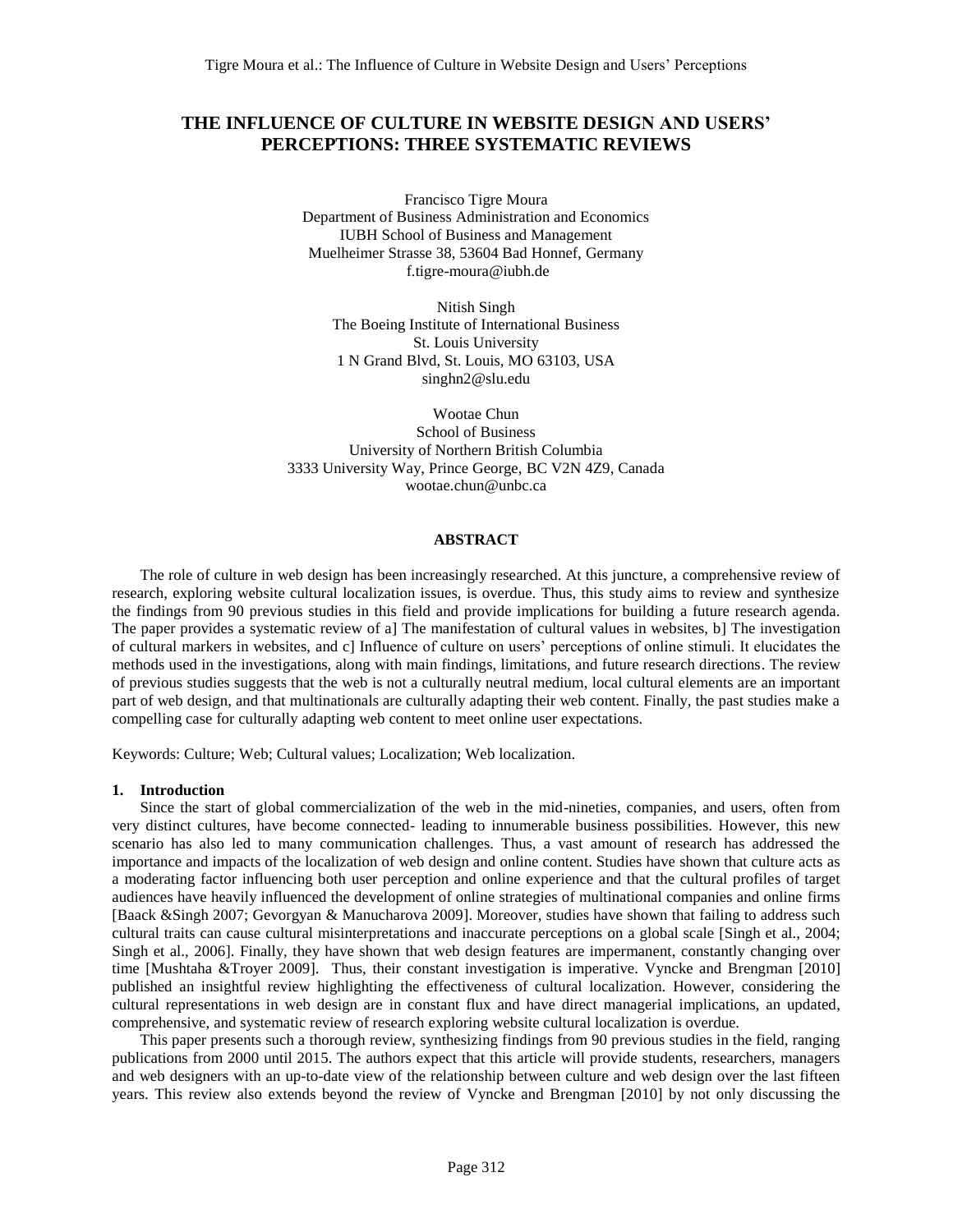# THE INFLUENCE OF CULTURE IN WEBSITE DESIGN AND USERS' PERCEPTIONS: THREE SYSTEMATIC REVIEWS

Francisco Tigre Moura
Department of Business Administration and Economics
IUBH School of Business and Management
Muelheimer Strasse 38, 53604 Bad Honnef, Germany
f.tigre-moura@iubh.de

Nitish Singh
The Boeing Institute of International Business
St. Louis University
1 N Grand Blvd, St. Louis, MO 63103, USA
singhn2@slu.edu

Wootae Chun
School of Business
University of Northern British Columbia
3333 University Way, Prince George, BC V2N 4Z9, Canada
wootae.chun@unbc.ca

## ABSTRACT

The role of culture in web design has been increasingly researched. At this juncture, a comprehensive review of research, exploring website cultural localization issues, is overdue. Thus, this study aims to review and synthesize the findings from 90 previous studies in this field and provide implications for building a future research agenda. The paper provides a systematic review of a] The manifestation of cultural values in websites, b] The investigation of cultural markers in websites, and c] Influence of culture on users' perceptions of online stimuli. It elucidates the methods used in the investigations, along with main findings, limitations, and future research directions. The review of previous studies suggests that the web is not a culturally neutral medium, local cultural elements are an important part of web design, and that multinationals are culturally adapting their web content. Finally, the past studies make a compelling case for culturally adapting web content to meet online user expectations.

Keywords: Culture; Web; Cultural values; Localization; Web localization.

## 1. Introduction

Since the start of global commercialization of the web in the mid-nineties, companies, and users, often from very distinct cultures, have become connected- leading to innumerable business possibilities. However, this new scenario has also led to many communication challenges. Thus, a vast amount of research has addressed the importance and impacts of the localization of web design and online content. Studies have shown that culture acts as a moderating factor influencing both user perception and online experience and that the cultural profiles of target audiences have heavily influenced the development of online strategies of multinational companies and online firms [Baack &Singh 2007; Gevorgyan & Manucharova 2009]. Moreover, studies have shown that failing to address such cultural traits can cause cultural misinterpretations and inaccurate perceptions on a global scale [Singh et al., 2004; Singh et al., 2006]. Finally, they have shown that web design features are impermanent, constantly changing over time [Mushtaha &Troyer 2009]. Thus, their constant investigation is imperative. Vyncke and Brengman [2010] published an insightful review highlighting the effectiveness of cultural localization. However, considering the cultural representations in web design are in constant flux and have direct managerial implications, an updated, comprehensive, and systematic review of research exploring website cultural localization is overdue.

This paper presents such a thorough review, synthesizing findings from 90 previous studies in the field, ranging publications from 2000 until 2015. The authors expect that this article will provide students, researchers, managers and web designers with an up-to-date view of the relationship between culture and web design over the last fifteen years. This review also extends beyond the review of Vyncke and Brengman [2010] by not only discussing the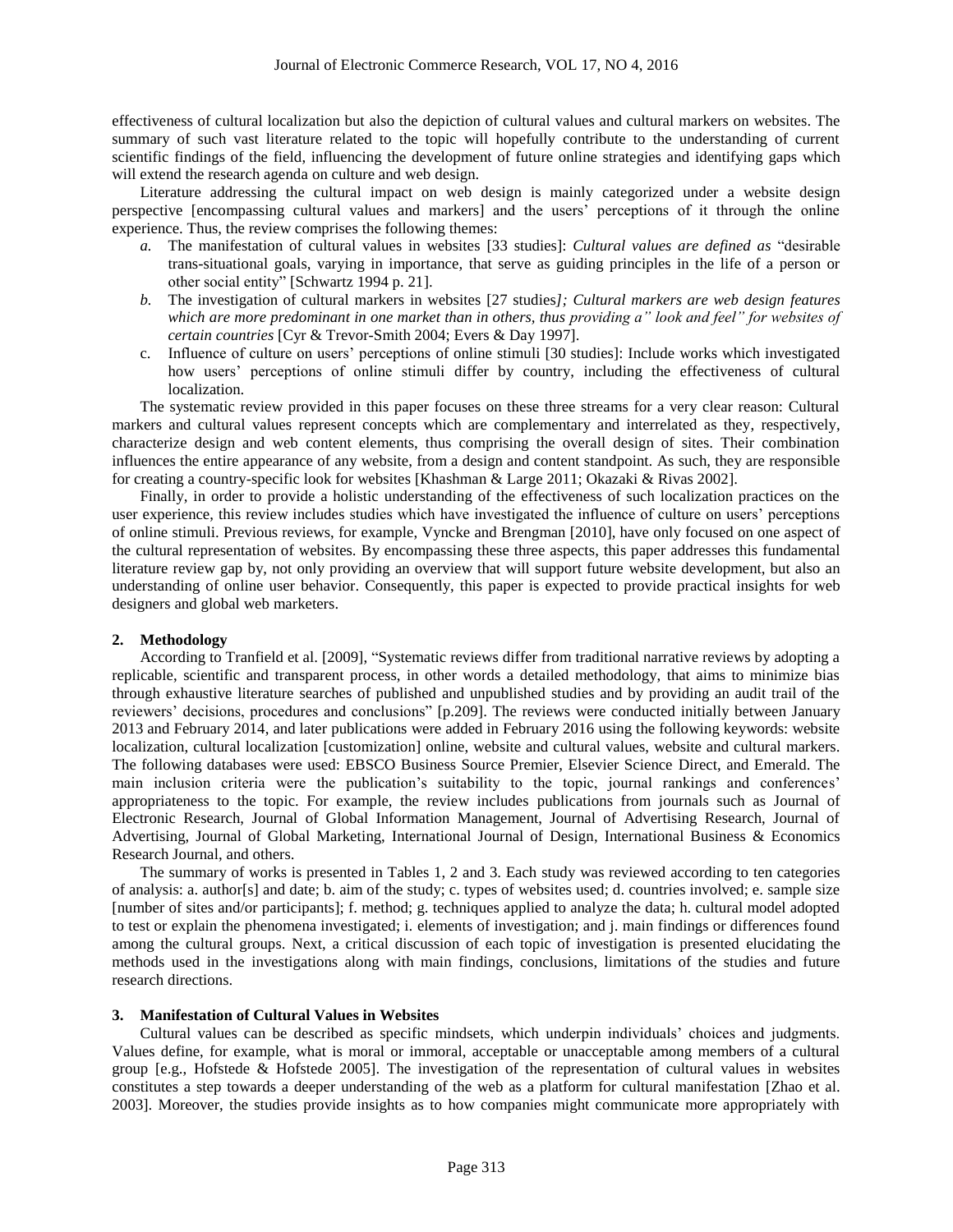effectiveness of cultural localization but also the depiction of cultural values and cultural markers on websites. The summary of such vast literature related to the topic will hopefully contribute to the understanding of current scientific findings of the field, influencing the development of future online strategies and identifying gaps which will extend the research agenda on culture and web design.

Literature addressing the cultural impact on web design is mainly categorized under a website design perspective [encompassing cultural values and markers] and the users' perceptions of it through the online experience. Thus, the review comprises the following themes:

*a.* The manifestation of cultural values in websites [33 studies]: *Cultural values are defined as* "desirable trans-situational goals, varying in importance, that serve as guiding principles in the life of a person or other social entity" [Schwartz 1994 p. 21].

*b.* The investigation of cultural markers in websites [27 studies*]; Cultural markers are web design features which are more predominant in one market than in others, thus providing a" look and feel" for websites of certain countries* [Cyr & Trevor-Smith 2004; Evers & Day 1997].

c. Influence of culture on users' perceptions of online stimuli [30 studies]: Include works which investigated how users' perceptions of online stimuli differ by country, including the effectiveness of cultural localization.

The systematic review provided in this paper focuses on these three streams for a very clear reason: Cultural markers and cultural values represent concepts which are complementary and interrelated as they, respectively, characterize design and web content elements, thus comprising the overall design of sites. Their combination influences the entire appearance of any website, from a design and content standpoint. As such, they are responsible for creating a country-specific look for websites [Khashman & Large 2011; Okazaki & Rivas 2002].

Finally, in order to provide a holistic understanding of the effectiveness of such localization practices on the user experience, this review includes studies which have investigated the influence of culture on users' perceptions of online stimuli. Previous reviews, for example, Vyncke and Brengman [2010], have only focused on one aspect of the cultural representation of websites. By encompassing these three aspects, this paper addresses this fundamental literature review gap by, not only providing an overview that will support future website development, but also an understanding of online user behavior. Consequently, this paper is expected to provide practical insights for web designers and global web marketers.

## 2. Methodology

According to Tranfield et al. [2009], "Systematic reviews differ from traditional narrative reviews by adopting a replicable, scientific and transparent process, in other words a detailed methodology, that aims to minimize bias through exhaustive literature searches of published and unpublished studies and by providing an audit trail of the reviewers' decisions, procedures and conclusions" [p.209]. The reviews were conducted initially between January 2013 and February 2014, and later publications were added in February 2016 using the following keywords: website localization, cultural localization [customization] online, website and cultural values, website and cultural markers. The following databases were used: EBSCO Business Source Premier, Elsevier Science Direct, and Emerald. The main inclusion criteria were the publication's suitability to the topic, journal rankings and conferences' appropriateness to the topic. For example, the review includes publications from journals such as Journal of Electronic Research, Journal of Global Information Management, Journal of Advertising Research, Journal of Advertising, Journal of Global Marketing, International Journal of Design, International Business & Economics Research Journal, and others.

The summary of works is presented in Tables 1, 2 and 3. Each study was reviewed according to ten categories of analysis: a. author[s] and date; b. aim of the study; c. types of websites used; d. countries involved; e. sample size [number of sites and/or participants]; f. method; g. techniques applied to analyze the data; h. cultural model adopted to test or explain the phenomena investigated; i. elements of investigation; and j. main findings or differences found among the cultural groups. Next, a critical discussion of each topic of investigation is presented elucidating the methods used in the investigations along with main findings, conclusions, limitations of the studies and future research directions.

## 3. Manifestation of Cultural Values in Websites

Cultural values can be described as specific mindsets, which underpin individuals' choices and judgments. Values define, for example, what is moral or immoral, acceptable or unacceptable among members of a cultural group [e.g., Hofstede & Hofstede 2005]. The investigation of the representation of cultural values in websites constitutes a step towards a deeper understanding of the web as a platform for cultural manifestation [Zhao et al. 2003]. Moreover, the studies provide insights as to how companies might communicate more appropriately with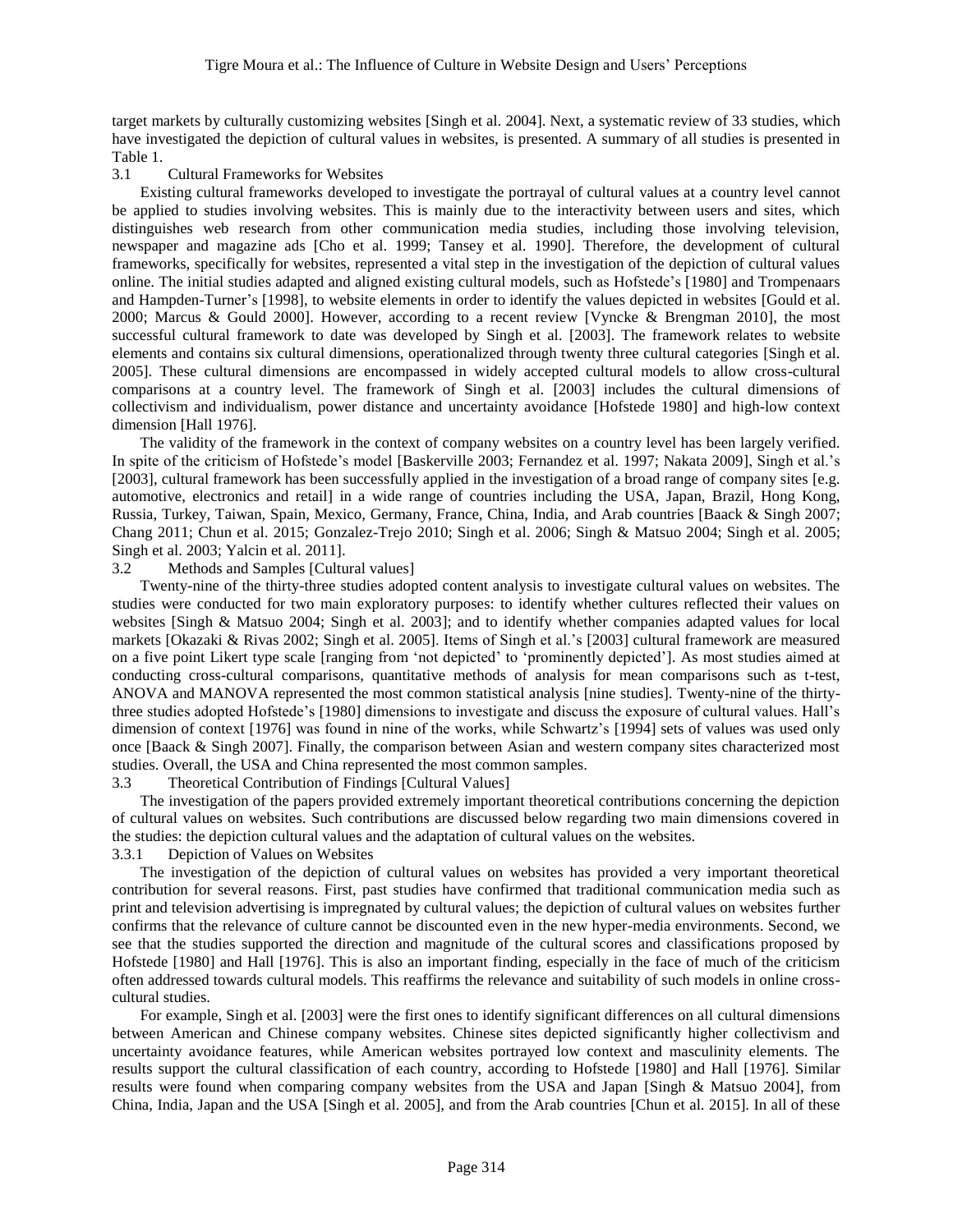target markets by culturally customizing websites [Singh et al. 2004]. Next, a systematic review of 33 studies, which have investigated the depiction of cultural values in websites, is presented. A summary of all studies is presented in Table 1.

### 3.1 Cultural Frameworks for Websites

Existing cultural frameworks developed to investigate the portrayal of cultural values at a country level cannot be applied to studies involving websites. This is mainly due to the interactivity between users and sites, which distinguishes web research from other communication media studies, including those involving television, newspaper and magazine ads [Cho et al. 1999; Tansey et al. 1990]. Therefore, the development of cultural frameworks, specifically for websites, represented a vital step in the investigation of the depiction of cultural values online. The initial studies adapted and aligned existing cultural models, such as Hofstede's [1980] and Trompenaars and Hampden-Turner's [1998], to website elements in order to identify the values depicted in websites [Gould et al. 2000; Marcus & Gould 2000]. However, according to a recent review [Vyncke & Brengman 2010], the most successful cultural framework to date was developed by Singh et al. [2003]. The framework relates to website elements and contains six cultural dimensions, operationalized through twenty three cultural categories [Singh et al. 2005]. These cultural dimensions are encompassed in widely accepted cultural models to allow cross-cultural comparisons at a country level. The framework of Singh et al. [2003] includes the cultural dimensions of collectivism and individualism, power distance and uncertainty avoidance [Hofstede 1980] and high-low context dimension [Hall 1976].

The validity of the framework in the context of company websites on a country level has been largely verified. In spite of the criticism of Hofstede's model [Baskerville 2003; Fernandez et al. 1997; Nakata 2009], Singh et al.'s [2003], cultural framework has been successfully applied in the investigation of a broad range of company sites [e.g. automotive, electronics and retail] in a wide range of countries including the USA, Japan, Brazil, Hong Kong, Russia, Turkey, Taiwan, Spain, Mexico, Germany, France, China, India, and Arab countries [Baack & Singh 2007; Chang 2011; Chun et al. 2015; Gonzalez-Trejo 2010; Singh et al. 2006; Singh & Matsuo 2004; Singh et al. 2005; Singh et al. 2003; Yalcin et al. 2011].

### 3.2 Methods and Samples [Cultural values]

Twenty-nine of the thirty-three studies adopted content analysis to investigate cultural values on websites. The studies were conducted for two main exploratory purposes: to identify whether cultures reflected their values on websites [Singh & Matsuo 2004; Singh et al. 2003]; and to identify whether companies adapted values for local markets [Okazaki & Rivas 2002; Singh et al. 2005]. Items of Singh et al.'s [2003] cultural framework are measured on a five point Likert type scale [ranging from 'not depicted' to 'prominently depicted']. As most studies aimed at conducting cross-cultural comparisons, quantitative methods of analysis for mean comparisons such as t-test, ANOVA and MANOVA represented the most common statistical analysis [nine studies]. Twenty-nine of the thirty-three studies adopted Hofstede's [1980] dimensions to investigate and discuss the exposure of cultural values. Hall's dimension of context [1976] was found in nine of the works, while Schwartz's [1994] sets of values was used only once [Baack & Singh 2007]. Finally, the comparison between Asian and western company sites characterized most studies. Overall, the USA and China represented the most common samples.

### 3.3 Theoretical Contribution of Findings [Cultural Values]

The investigation of the papers provided extremely important theoretical contributions concerning the depiction of cultural values on websites. Such contributions are discussed below regarding two main dimensions covered in the studies: the depiction cultural values and the adaptation of cultural values on the websites.

#### 3.3.1 Depiction of Values on Websites

The investigation of the depiction of cultural values on websites has provided a very important theoretical contribution for several reasons. First, past studies have confirmed that traditional communication media such as print and television advertising is impregnated by cultural values; the depiction of cultural values on websites further confirms that the relevance of culture cannot be discounted even in the new hyper-media environments. Second, we see that the studies supported the direction and magnitude of the cultural scores and classifications proposed by Hofstede [1980] and Hall [1976]. This is also an important finding, especially in the face of much of the criticism often addressed towards cultural models. This reaffirms the relevance and suitability of such models in online cross-cultural studies.

For example, Singh et al. [2003] were the first ones to identify significant differences on all cultural dimensions between American and Chinese company websites. Chinese sites depicted significantly higher collectivism and uncertainty avoidance features, while American websites portrayed low context and masculinity elements. The results support the cultural classification of each country, according to Hofstede [1980] and Hall [1976]. Similar results were found when comparing company websites from the USA and Japan [Singh & Matsuo 2004], from China, India, Japan and the USA [Singh et al. 2005], and from the Arab countries [Chun et al. 2015]. In all of these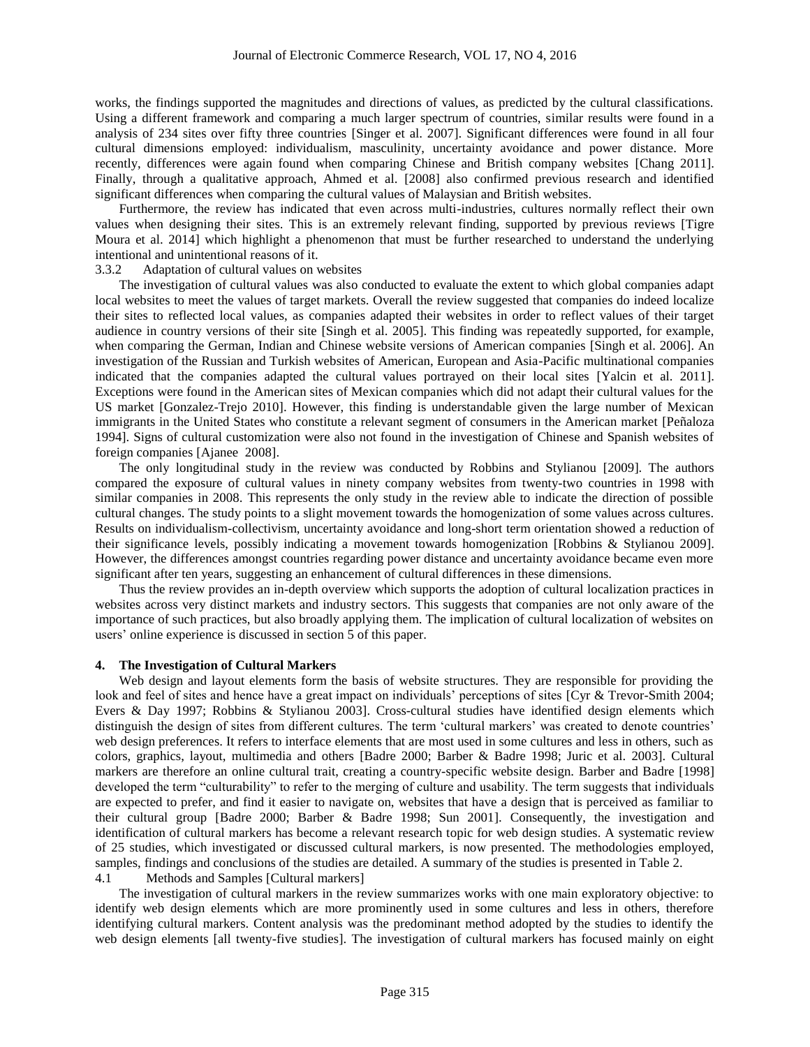works, the findings supported the magnitudes and directions of values, as predicted by the cultural classifications. Using a different framework and comparing a much larger spectrum of countries, similar results were found in a analysis of 234 sites over fifty three countries [Singer et al. 2007]. Significant differences were found in all four cultural dimensions employed: individualism, masculinity, uncertainty avoidance and power distance. More recently, differences were again found when comparing Chinese and British company websites [Chang 2011]. Finally, through a qualitative approach, Ahmed et al. [2008] also confirmed previous research and identified significant differences when comparing the cultural values of Malaysian and British websites.

Furthermore, the review has indicated that even across multi-industries, cultures normally reflect their own values when designing their sites. This is an extremely relevant finding, supported by previous reviews [Tigre Moura et al. 2014] which highlight a phenomenon that must be further researched to understand the underlying intentional and unintentional reasons of it.

### 3.3.2 Adaptation of cultural values on websites

The investigation of cultural values was also conducted to evaluate the extent to which global companies adapt local websites to meet the values of target markets. Overall the review suggested that companies do indeed localize their sites to reflected local values, as companies adapted their websites in order to reflect values of their target audience in country versions of their site [Singh et al. 2005]. This finding was repeatedly supported, for example, when comparing the German, Indian and Chinese website versions of American companies [Singh et al. 2006]. An investigation of the Russian and Turkish websites of American, European and Asia-Pacific multinational companies indicated that the companies adapted the cultural values portrayed on their local sites [Yalcin et al. 2011]. Exceptions were found in the American sites of Mexican companies which did not adapt their cultural values for the US market [Gonzalez-Trejo 2010]. However, this finding is understandable given the large number of Mexican immigrants in the United States who constitute a relevant segment of consumers in the American market [Peñaloza 1994]. Signs of cultural customization were also not found in the investigation of Chinese and Spanish websites of foreign companies [Ajanee 2008].

The only longitudinal study in the review was conducted by Robbins and Stylianou [2009]. The authors compared the exposure of cultural values in ninety company websites from twenty-two countries in 1998 with similar companies in 2008. This represents the only study in the review able to indicate the direction of possible cultural changes. The study points to a slight movement towards the homogenization of some values across cultures. Results on individualism-collectivism, uncertainty avoidance and long-short term orientation showed a reduction of their significance levels, possibly indicating a movement towards homogenization [Robbins & Stylianou 2009]. However, the differences amongst countries regarding power distance and uncertainty avoidance became even more significant after ten years, suggesting an enhancement of cultural differences in these dimensions.

Thus the review provides an in-depth overview which supports the adoption of cultural localization practices in websites across very distinct markets and industry sectors. This suggests that companies are not only aware of the importance of such practices, but also broadly applying them. The implication of cultural localization of websites on users' online experience is discussed in section 5 of this paper.

## 4. The Investigation of Cultural Markers

Web design and layout elements form the basis of website structures. They are responsible for providing the look and feel of sites and hence have a great impact on individuals' perceptions of sites [Cyr & Trevor-Smith 2004; Evers & Day 1997; Robbins & Stylianou 2003]. Cross-cultural studies have identified design elements which distinguish the design of sites from different cultures. The term 'cultural markers' was created to denote countries' web design preferences. It refers to interface elements that are most used in some cultures and less in others, such as colors, graphics, layout, multimedia and others [Badre 2000; Barber & Badre 1998; Juric et al. 2003]. Cultural markers are therefore an online cultural trait, creating a country-specific website design. Barber and Badre [1998] developed the term "culturability" to refer to the merging of culture and usability. The term suggests that individuals are expected to prefer, and find it easier to navigate on, websites that have a design that is perceived as familiar to their cultural group [Badre 2000; Barber & Badre 1998; Sun 2001]. Consequently, the investigation and identification of cultural markers has become a relevant research topic for web design studies. A systematic review of 25 studies, which investigated or discussed cultural markers, is now presented. The methodologies employed, samples, findings and conclusions of the studies are detailed. A summary of the studies is presented in Table 2.

### 4.1 Methods and Samples [Cultural markers]

The investigation of cultural markers in the review summarizes works with one main exploratory objective: to identify web design elements which are more prominently used in some cultures and less in others, therefore identifying cultural markers. Content analysis was the predominant method adopted by the studies to identify the web design elements [all twenty-five studies]. The investigation of cultural markers has focused mainly on eight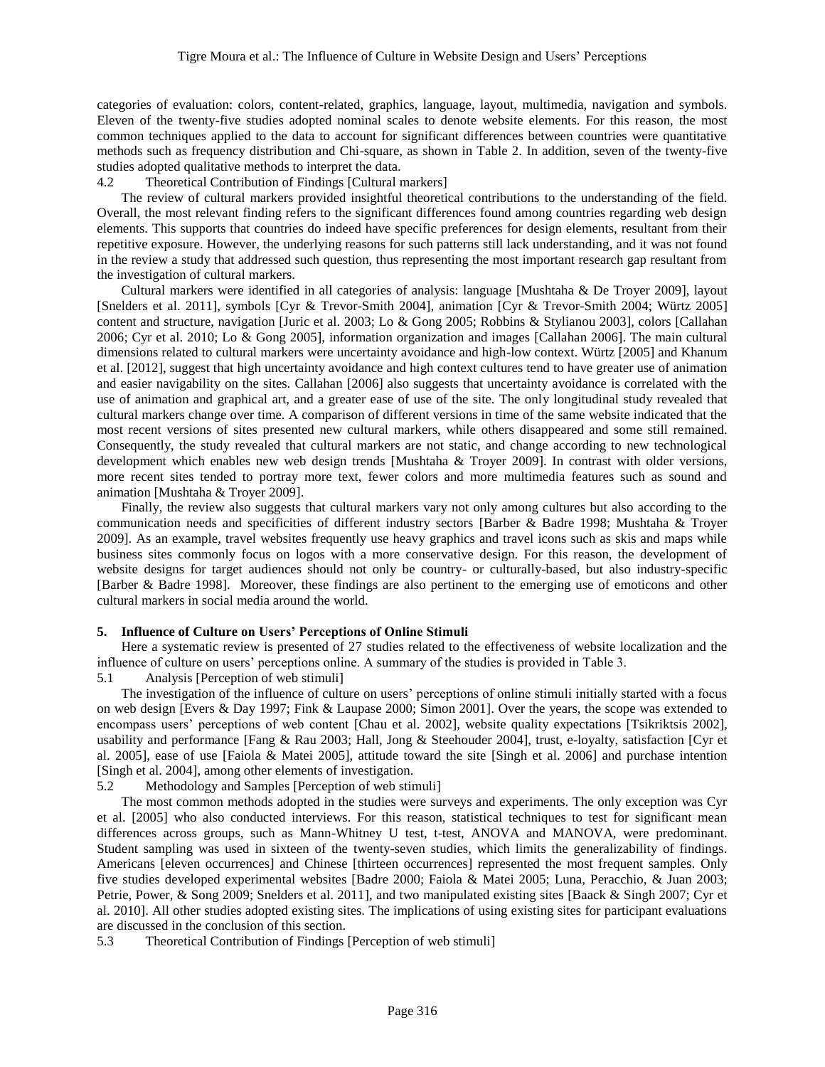categories of evaluation: colors, content-related, graphics, language, layout, multimedia, navigation and symbols. Eleven of the twenty-five studies adopted nominal scales to denote website elements. For this reason, the most common techniques applied to the data to account for significant differences between countries were quantitative methods such as frequency distribution and Chi-square, as shown in Table 2. In addition, seven of the twenty-five studies adopted qualitative methods to interpret the data.

### 4.2 Theoretical Contribution of Findings [Cultural markers]

The review of cultural markers provided insightful theoretical contributions to the understanding of the field. Overall, the most relevant finding refers to the significant differences found among countries regarding web design elements. This supports that countries do indeed have specific preferences for design elements, resultant from their repetitive exposure. However, the underlying reasons for such patterns still lack understanding, and it was not found in the review a study that addressed such question, thus representing the most important research gap resultant from the investigation of cultural markers.

Cultural markers were identified in all categories of analysis: language [Mushtaha & De Troyer 2009], layout [Snelders et al. 2011], symbols [Cyr & Trevor-Smith 2004], animation [Cyr & Trevor-Smith 2004; Würtz 2005] content and structure, navigation [Juric et al. 2003; Lo & Gong 2005; Robbins & Stylianou 2003], colors [Callahan 2006; Cyr et al. 2010; Lo & Gong 2005], information organization and images [Callahan 2006]. The main cultural dimensions related to cultural markers were uncertainty avoidance and high-low context. Würtz [2005] and Khanum et al. [2012], suggest that high uncertainty avoidance and high context cultures tend to have greater use of animation and easier navigability on the sites. Callahan [2006] also suggests that uncertainty avoidance is correlated with the use of animation and graphical art, and a greater ease of use of the site. The only longitudinal study revealed that cultural markers change over time. A comparison of different versions in time of the same website indicated that the most recent versions of sites presented new cultural markers, while others disappeared and some still remained. Consequently, the study revealed that cultural markers are not static, and change according to new technological development which enables new web design trends [Mushtaha & Troyer 2009]. In contrast with older versions, more recent sites tended to portray more text, fewer colors and more multimedia features such as sound and animation [Mushtaha & Troyer 2009].

Finally, the review also suggests that cultural markers vary not only among cultures but also according to the communication needs and specificities of different industry sectors [Barber & Badre 1998; Mushtaha & Troyer 2009]. As an example, travel websites frequently use heavy graphics and travel icons such as skis and maps while business sites commonly focus on logos with a more conservative design. For this reason, the development of website designs for target audiences should not only be country- or culturally-based, but also industry-specific [Barber & Badre 1998]. Moreover, these findings are also pertinent to the emerging use of emoticons and other cultural markers in social media around the world.

## 5. Influence of Culture on Users' Perceptions of Online Stimuli

Here a systematic review is presented of 27 studies related to the effectiveness of website localization and the influence of culture on users' perceptions online. A summary of the studies is provided in Table 3.

### 5.1 Analysis [Perception of web stimuli]

The investigation of the influence of culture on users' perceptions of online stimuli initially started with a focus on web design [Evers & Day 1997; Fink & Laupase 2000; Simon 2001]. Over the years, the scope was extended to encompass users' perceptions of web content [Chau et al. 2002], website quality expectations [Tsikriktsis 2002], usability and performance [Fang & Rau 2003; Hall, Jong & Steehouder 2004], trust, e-loyalty, satisfaction [Cyr et al. 2005], ease of use [Faiola & Matei 2005], attitude toward the site [Singh et al. 2006] and purchase intention [Singh et al. 2004], among other elements of investigation.

### 5.2 Methodology and Samples [Perception of web stimuli]

The most common methods adopted in the studies were surveys and experiments. The only exception was Cyr et al. [2005] who also conducted interviews. For this reason, statistical techniques to test for significant mean differences across groups, such as Mann-Whitney U test, t-test, ANOVA and MANOVA, were predominant. Student sampling was used in sixteen of the twenty-seven studies, which limits the generalizability of findings. Americans [eleven occurrences] and Chinese [thirteen occurrences] represented the most frequent samples. Only five studies developed experimental websites [Badre 2000; Faiola & Matei 2005; Luna, Peracchio, & Juan 2003; Petrie, Power, & Song 2009; Snelders et al. 2011], and two manipulated existing sites [Baack & Singh 2007; Cyr et al. 2010]. All other studies adopted existing sites. The implications of using existing sites for participant evaluations are discussed in the conclusion of this section.

### 5.3 Theoretical Contribution of Findings [Perception of web stimuli]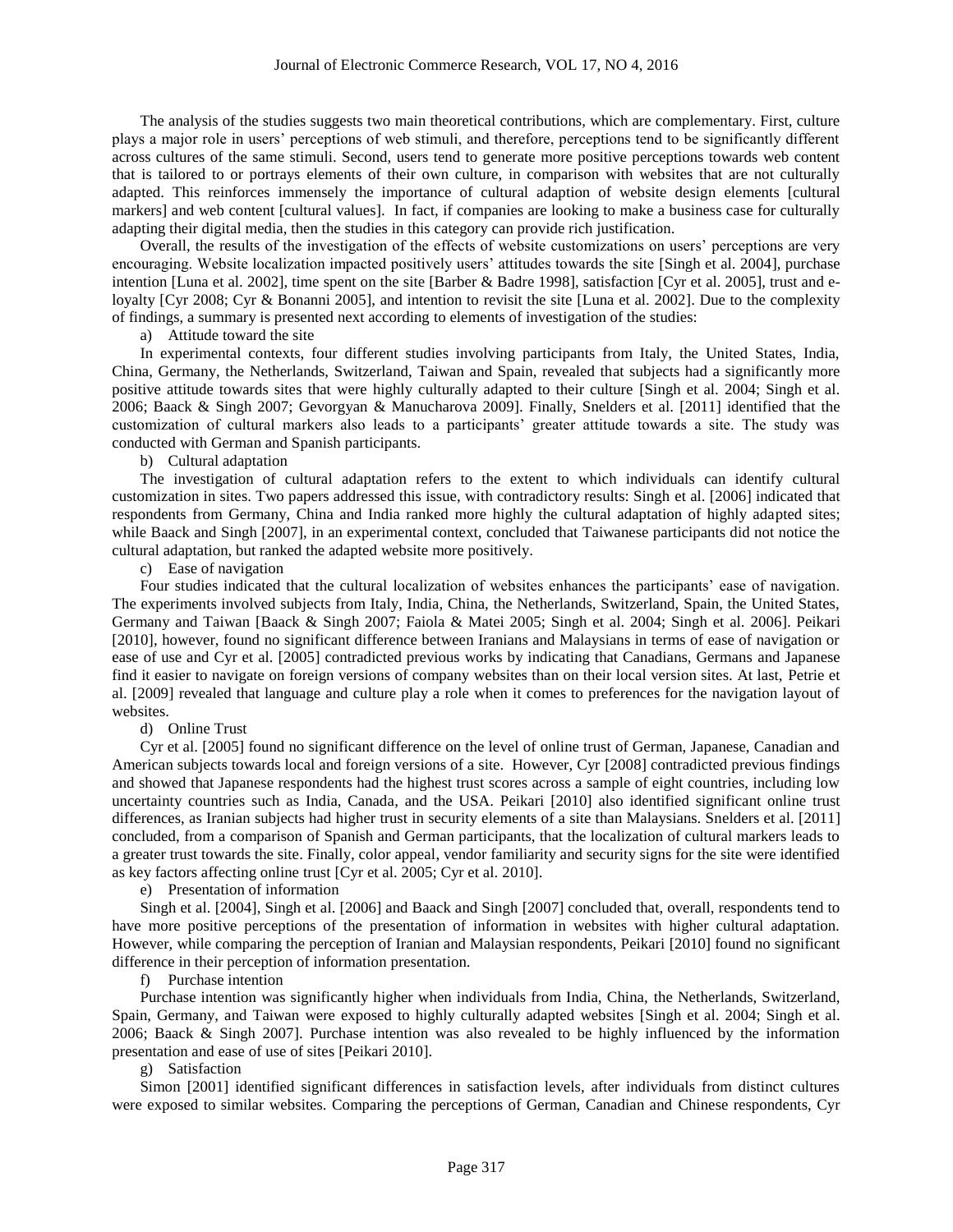The analysis of the studies suggests two main theoretical contributions, which are complementary. First, culture plays a major role in users' perceptions of web stimuli, and therefore, perceptions tend to be significantly different across cultures of the same stimuli. Second, users tend to generate more positive perceptions towards web content that is tailored to or portrays elements of their own culture, in comparison with websites that are not culturally adapted. This reinforces immensely the importance of cultural adaption of website design elements [cultural markers] and web content [cultural values]. In fact, if companies are looking to make a business case for culturally adapting their digital media, then the studies in this category can provide rich justification.

Overall, the results of the investigation of the effects of website customizations on users' perceptions are very encouraging. Website localization impacted positively users' attitudes towards the site [Singh et al. 2004], purchase intention [Luna et al. 2002], time spent on the site [Barber & Badre 1998], satisfaction [Cyr et al. 2005], trust and e-loyalty [Cyr 2008; Cyr & Bonanni 2005], and intention to revisit the site [Luna et al. 2002]. Due to the complexity of findings, a summary is presented next according to elements of investigation of the studies:

a) Attitude toward the site

In experimental contexts, four different studies involving participants from Italy, the United States, India, China, Germany, the Netherlands, Switzerland, Taiwan and Spain, revealed that subjects had a significantly more positive attitude towards sites that were highly culturally adapted to their culture [Singh et al. 2004; Singh et al. 2006; Baack & Singh 2007; Gevorgyan & Manucharova 2009]. Finally, Snelders et al. [2011] identified that the customization of cultural markers also leads to a participants' greater attitude towards a site. The study was conducted with German and Spanish participants.

b) Cultural adaptation

The investigation of cultural adaptation refers to the extent to which individuals can identify cultural customization in sites. Two papers addressed this issue, with contradictory results: Singh et al. [2006] indicated that respondents from Germany, China and India ranked more highly the cultural adaptation of highly adapted sites; while Baack and Singh [2007], in an experimental context, concluded that Taiwanese participants did not notice the cultural adaptation, but ranked the adapted website more positively.

c) Ease of navigation

Four studies indicated that the cultural localization of websites enhances the participants' ease of navigation. The experiments involved subjects from Italy, India, China, the Netherlands, Switzerland, Spain, the United States, Germany and Taiwan [Baack & Singh 2007; Faiola & Matei 2005; Singh et al. 2004; Singh et al. 2006]. Peikari [2010], however, found no significant difference between Iranians and Malaysians in terms of ease of navigation or ease of use and Cyr et al. [2005] contradicted previous works by indicating that Canadians, Germans and Japanese find it easier to navigate on foreign versions of company websites than on their local version sites. At last, Petrie et al. [2009] revealed that language and culture play a role when it comes to preferences for the navigation layout of websites.

d) Online Trust

Cyr et al. [2005] found no significant difference on the level of online trust of German, Japanese, Canadian and American subjects towards local and foreign versions of a site. However, Cyr [2008] contradicted previous findings and showed that Japanese respondents had the highest trust scores across a sample of eight countries, including low uncertainty countries such as India, Canada, and the USA. Peikari [2010] also identified significant online trust differences, as Iranian subjects had higher trust in security elements of a site than Malaysians. Snelders et al. [2011] concluded, from a comparison of Spanish and German participants, that the localization of cultural markers leads to a greater trust towards the site. Finally, color appeal, vendor familiarity and security signs for the site were identified as key factors affecting online trust [Cyr et al. 2005; Cyr et al. 2010].

e) Presentation of information

Singh et al. [2004], Singh et al. [2006] and Baack and Singh [2007] concluded that, overall, respondents tend to have more positive perceptions of the presentation of information in websites with higher cultural adaptation. However, while comparing the perception of Iranian and Malaysian respondents, Peikari [2010] found no significant difference in their perception of information presentation.

f) Purchase intention

Purchase intention was significantly higher when individuals from India, China, the Netherlands, Switzerland, Spain, Germany, and Taiwan were exposed to highly culturally adapted websites [Singh et al. 2004; Singh et al. 2006; Baack & Singh 2007]. Purchase intention was also revealed to be highly influenced by the information presentation and ease of use of sites [Peikari 2010].

g) Satisfaction

Simon [2001] identified significant differences in satisfaction levels, after individuals from distinct cultures were exposed to similar websites. Comparing the perceptions of German, Canadian and Chinese respondents, Cyr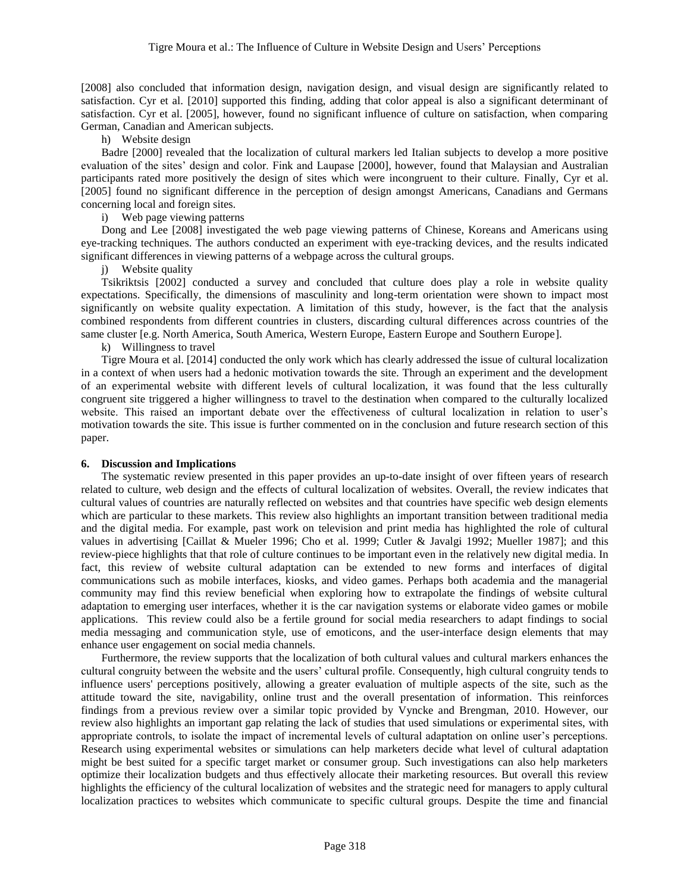[2008] also concluded that information design, navigation design, and visual design are significantly related to satisfaction. Cyr et al. [2010] supported this finding, adding that color appeal is also a significant determinant of satisfaction. Cyr et al. [2005], however, found no significant influence of culture on satisfaction, when comparing German, Canadian and American subjects.

h) Website design

Badre [2000] revealed that the localization of cultural markers led Italian subjects to develop a more positive evaluation of the sites' design and color. Fink and Laupase [2000], however, found that Malaysian and Australian participants rated more positively the design of sites which were incongruent to their culture. Finally, Cyr et al. [2005] found no significant difference in the perception of design amongst Americans, Canadians and Germans concerning local and foreign sites.

i) Web page viewing patterns

Dong and Lee [2008] investigated the web page viewing patterns of Chinese, Koreans and Americans using eye-tracking techniques. The authors conducted an experiment with eye-tracking devices, and the results indicated significant differences in viewing patterns of a webpage across the cultural groups.

j) Website quality

Tsikriktsis [2002] conducted a survey and concluded that culture does play a role in website quality expectations. Specifically, the dimensions of masculinity and long-term orientation were shown to impact most significantly on website quality expectation. A limitation of this study, however, is the fact that the analysis combined respondents from different countries in clusters, discarding cultural differences across countries of the same cluster [e.g. North America, South America, Western Europe, Eastern Europe and Southern Europe].

k) Willingness to travel

Tigre Moura et al. [2014] conducted the only work which has clearly addressed the issue of cultural localization in a context of when users had a hedonic motivation towards the site. Through an experiment and the development of an experimental website with different levels of cultural localization, it was found that the less culturally congruent site triggered a higher willingness to travel to the destination when compared to the culturally localized website. This raised an important debate over the effectiveness of cultural localization in relation to user's motivation towards the site. This issue is further commented on in the conclusion and future research section of this paper.

## 6. Discussion and Implications

The systematic review presented in this paper provides an up-to-date insight of over fifteen years of research related to culture, web design and the effects of cultural localization of websites. Overall, the review indicates that cultural values of countries are naturally reflected on websites and that countries have specific web design elements which are particular to these markets. This review also highlights an important transition between traditional media and the digital media. For example, past work on television and print media has highlighted the role of cultural values in advertising [Caillat & Mueler 1996; Cho et al. 1999; Cutler & Javalgi 1992; Mueller 1987]; and this review-piece highlights that that role of culture continues to be important even in the relatively new digital media. In fact, this review of website cultural adaptation can be extended to new forms and interfaces of digital communications such as mobile interfaces, kiosks, and video games. Perhaps both academia and the managerial community may find this review beneficial when exploring how to extrapolate the findings of website cultural adaptation to emerging user interfaces, whether it is the car navigation systems or elaborate video games or mobile applications. This review could also be a fertile ground for social media researchers to adapt findings to social media messaging and communication style, use of emoticons, and the user-interface design elements that may enhance user engagement on social media channels.

Furthermore, the review supports that the localization of both cultural values and cultural markers enhances the cultural congruity between the website and the users' cultural profile. Consequently, high cultural congruity tends to influence users' perceptions positively, allowing a greater evaluation of multiple aspects of the site, such as the attitude toward the site, navigability, online trust and the overall presentation of information. This reinforces findings from a previous review over a similar topic provided by Vyncke and Brengman, 2010. However, our review also highlights an important gap relating the lack of studies that used simulations or experimental sites, with appropriate controls, to isolate the impact of incremental levels of cultural adaptation on online user's perceptions. Research using experimental websites or simulations can help marketers decide what level of cultural adaptation might be best suited for a specific target market or consumer group. Such investigations can also help marketers optimize their localization budgets and thus effectively allocate their marketing resources. But overall this review highlights the efficiency of the cultural localization of websites and the strategic need for managers to apply cultural localization practices to websites which communicate to specific cultural groups. Despite the time and financial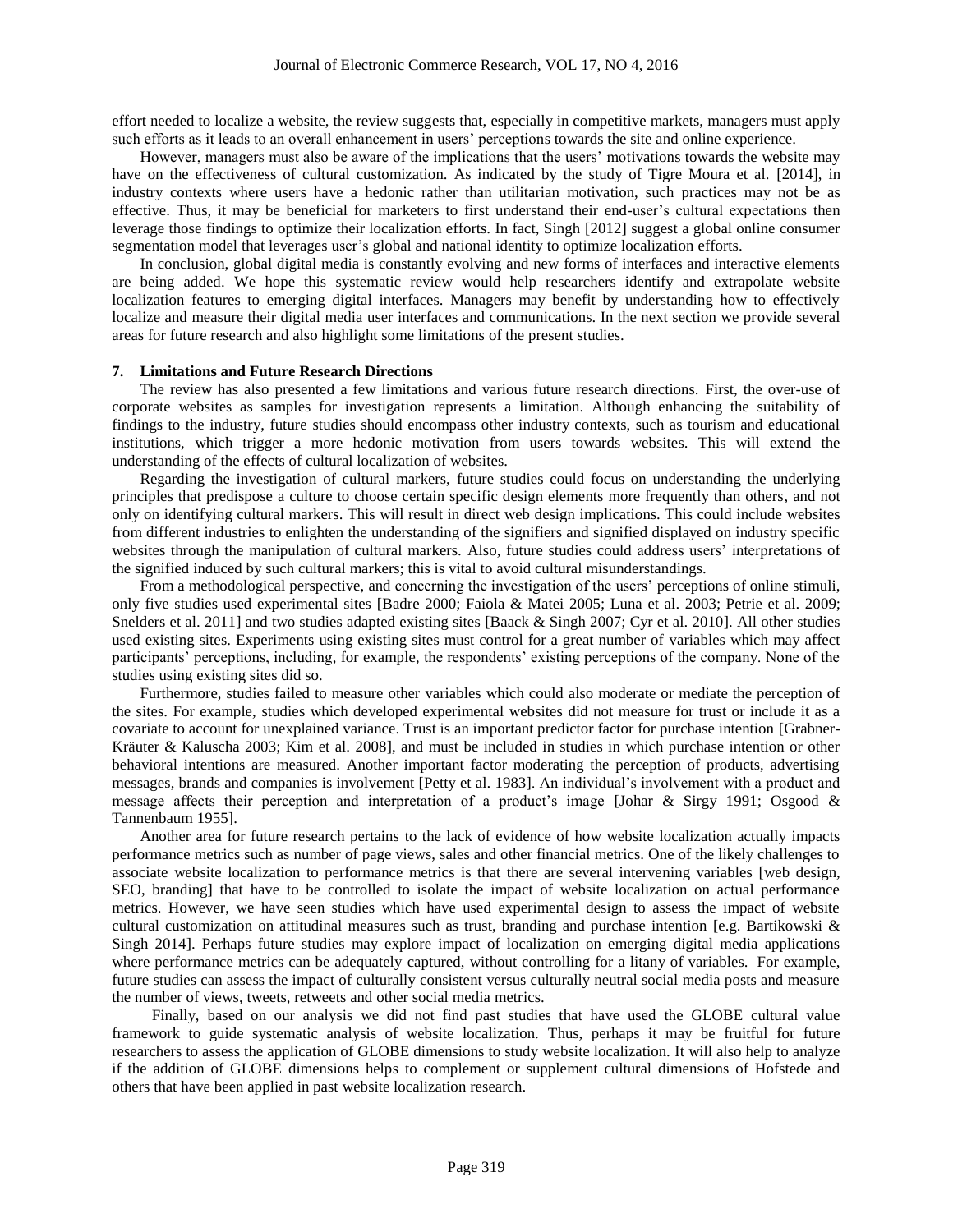effort needed to localize a website, the review suggests that, especially in competitive markets, managers must apply such efforts as it leads to an overall enhancement in users' perceptions towards the site and online experience.

However, managers must also be aware of the implications that the users' motivations towards the website may have on the effectiveness of cultural customization. As indicated by the study of Tigre Moura et al. [2014], in industry contexts where users have a hedonic rather than utilitarian motivation, such practices may not be as effective. Thus, it may be beneficial for marketers to first understand their end-user's cultural expectations then leverage those findings to optimize their localization efforts. In fact, Singh [2012] suggest a global online consumer segmentation model that leverages user's global and national identity to optimize localization efforts.

In conclusion, global digital media is constantly evolving and new forms of interfaces and interactive elements are being added. We hope this systematic review would help researchers identify and extrapolate website localization features to emerging digital interfaces. Managers may benefit by understanding how to effectively localize and measure their digital media user interfaces and communications. In the next section we provide several areas for future research and also highlight some limitations of the present studies.

## 7. Limitations and Future Research Directions

The review has also presented a few limitations and various future research directions. First, the over-use of corporate websites as samples for investigation represents a limitation. Although enhancing the suitability of findings to the industry, future studies should encompass other industry contexts, such as tourism and educational institutions, which trigger a more hedonic motivation from users towards websites. This will extend the understanding of the effects of cultural localization of websites.

Regarding the investigation of cultural markers, future studies could focus on understanding the underlying principles that predispose a culture to choose certain specific design elements more frequently than others, and not only on identifying cultural markers. This will result in direct web design implications. This could include websites from different industries to enlighten the understanding of the signifiers and signified displayed on industry specific websites through the manipulation of cultural markers. Also, future studies could address users' interpretations of the signified induced by such cultural markers; this is vital to avoid cultural misunderstandings.

From a methodological perspective, and concerning the investigation of the users' perceptions of online stimuli, only five studies used experimental sites [Badre 2000; Faiola & Matei 2005; Luna et al. 2003; Petrie et al. 2009; Snelders et al. 2011] and two studies adapted existing sites [Baack & Singh 2007; Cyr et al. 2010]. All other studies used existing sites. Experiments using existing sites must control for a great number of variables which may affect participants' perceptions, including, for example, the respondents' existing perceptions of the company. None of the studies using existing sites did so.

Furthermore, studies failed to measure other variables which could also moderate or mediate the perception of the sites. For example, studies which developed experimental websites did not measure for trust or include it as a covariate to account for unexplained variance. Trust is an important predictor factor for purchase intention [Grabner-Kräuter & Kaluscha 2003; Kim et al. 2008], and must be included in studies in which purchase intention or other behavioral intentions are measured. Another important factor moderating the perception of products, advertising messages, brands and companies is involvement [Petty et al. 1983]. An individual's involvement with a product and message affects their perception and interpretation of a product's image [Johar & Sirgy 1991; Osgood & Tannenbaum 1955].

Another area for future research pertains to the lack of evidence of how website localization actually impacts performance metrics such as number of page views, sales and other financial metrics. One of the likely challenges to associate website localization to performance metrics is that there are several intervening variables [web design, SEO, branding] that have to be controlled to isolate the impact of website localization on actual performance metrics. However, we have seen studies which have used experimental design to assess the impact of website cultural customization on attitudinal measures such as trust, branding and purchase intention [e.g. Bartikowski & Singh 2014]. Perhaps future studies may explore impact of localization on emerging digital media applications where performance metrics can be adequately captured, without controlling for a litany of variables. For example, future studies can assess the impact of culturally consistent versus culturally neutral social media posts and measure the number of views, tweets, retweets and other social media metrics.

Finally, based on our analysis we did not find past studies that have used the GLOBE cultural value framework to guide systematic analysis of website localization. Thus, perhaps it may be fruitful for future researchers to assess the application of GLOBE dimensions to study website localization. It will also help to analyze if the addition of GLOBE dimensions helps to complement or supplement cultural dimensions of Hofstede and others that have been applied in past website localization research.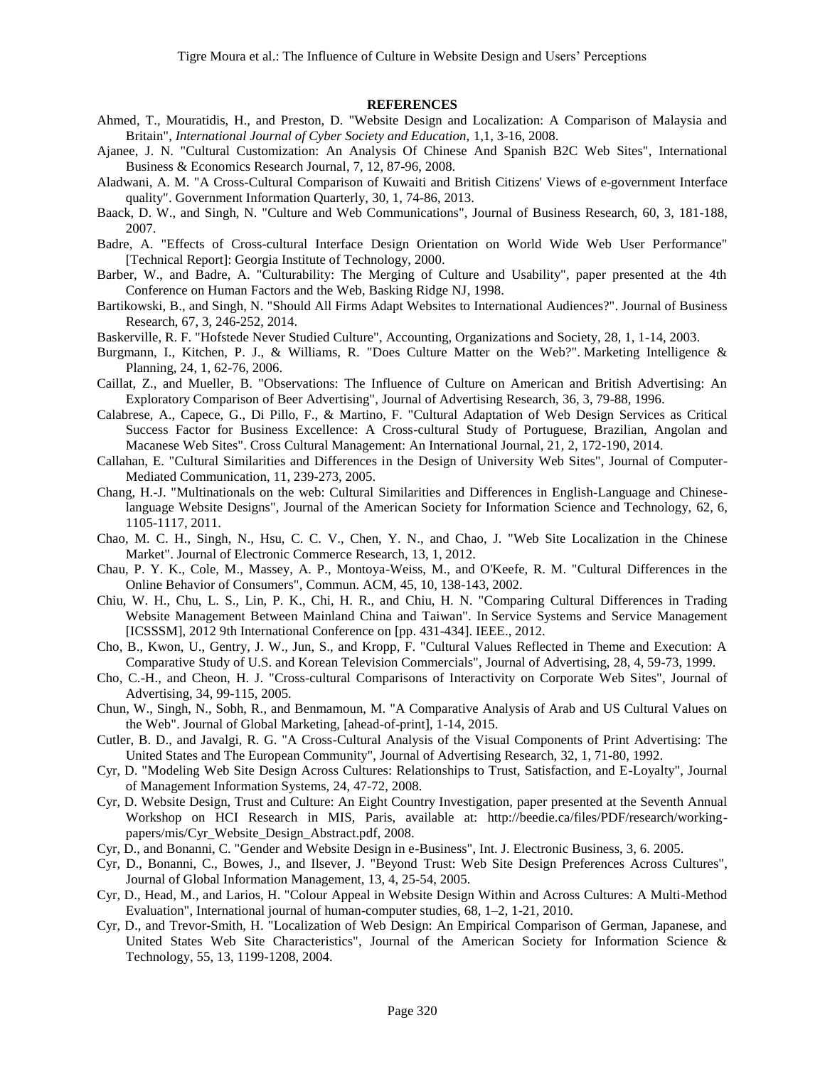## REFERENCES

Ahmed, T., Mouratidis, H., and Preston, D. "Website Design and Localization: A Comparison of Malaysia and Britain", *International Journal of Cyber Society and Education,* 1,1, 3-16, 2008.

Ajanee, J. N. "Cultural Customization: An Analysis Of Chinese And Spanish B2C Web Sites", International Business & Economics Research Journal, 7, 12, 87-96, 2008.

Aladwani, A. M. "A Cross-Cultural Comparison of Kuwaiti and British Citizens' Views of e-government Interface quality". Government Information Quarterly, 30, 1, 74-86, 2013.

Baack, D. W., and Singh, N. "Culture and Web Communications", Journal of Business Research, 60, 3, 181-188, 2007.

Badre, A. "Effects of Cross-cultural Interface Design Orientation on World Wide Web User Performance" [Technical Report]: Georgia Institute of Technology, 2000.

Barber, W., and Badre, A. "Culturability: The Merging of Culture and Usability", paper presented at the 4th Conference on Human Factors and the Web, Basking Ridge NJ, 1998.

Bartikowski, B., and Singh, N. "Should All Firms Adapt Websites to International Audiences?". Journal of Business Research, 67, 3, 246-252, 2014.

Baskerville, R. F. "Hofstede Never Studied Culture", Accounting, Organizations and Society, 28, 1, 1-14, 2003.

Burgmann, I., Kitchen, P. J., & Williams, R. "Does Culture Matter on the Web?". Marketing Intelligence & Planning, 24, 1, 62-76, 2006.

Caillat, Z., and Mueller, B. "Observations: The Influence of Culture on American and British Advertising: An Exploratory Comparison of Beer Advertising", Journal of Advertising Research, 36, 3, 79-88, 1996.

Calabrese, A., Capece, G., Di Pillo, F., & Martino, F. "Cultural Adaptation of Web Design Services as Critical Success Factor for Business Excellence: A Cross-cultural Study of Portuguese, Brazilian, Angolan and Macanese Web Sites". Cross Cultural Management: An International Journal, 21, 2, 172-190, 2014.

Callahan, E. "Cultural Similarities and Differences in the Design of University Web Sites", Journal of Computer-Mediated Communication, 11, 239-273, 2005.

Chang, H.-J. "Multinationals on the web: Cultural Similarities and Differences in English-Language and Chinese-language Website Designs", Journal of the American Society for Information Science and Technology, 62, 6, 1105-1117, 2011.

Chao, M. C. H., Singh, N., Hsu, C. C. V., Chen, Y. N., and Chao, J. "Web Site Localization in the Chinese Market". Journal of Electronic Commerce Research, 13, 1, 2012.

Chau, P. Y. K., Cole, M., Massey, A. P., Montoya-Weiss, M., and O'Keefe, R. M. "Cultural Differences in the Online Behavior of Consumers", Commun. ACM, 45, 10, 138-143, 2002.

Chiu, W. H., Chu, L. S., Lin, P. K., Chi, H. R., and Chiu, H. N. "Comparing Cultural Differences in Trading Website Management Between Mainland China and Taiwan". In Service Systems and Service Management [ICSSSM], 2012 9th International Conference on [pp. 431-434]. IEEE., 2012.

Cho, B., Kwon, U., Gentry, J. W., Jun, S., and Kropp, F. "Cultural Values Reflected in Theme and Execution: A Comparative Study of U.S. and Korean Television Commercials", Journal of Advertising, 28, 4, 59-73, 1999.

Cho, C.-H., and Cheon, H. J. "Cross-cultural Comparisons of Interactivity on Corporate Web Sites", Journal of Advertising, 34, 99-115, 2005.

Chun, W., Singh, N., Sobh, R., and Benmamoun, M. "A Comparative Analysis of Arab and US Cultural Values on the Web". Journal of Global Marketing, [ahead-of-print], 1-14, 2015.

Cutler, B. D., and Javalgi, R. G. "A Cross-Cultural Analysis of the Visual Components of Print Advertising: The United States and The European Community", Journal of Advertising Research, 32, 1, 71-80, 1992.

Cyr, D. "Modeling Web Site Design Across Cultures: Relationships to Trust, Satisfaction, and E-Loyalty", Journal of Management Information Systems, 24, 47-72, 2008.

Cyr, D. Website Design, Trust and Culture: An Eight Country Investigation, paper presented at the Seventh Annual Workshop on HCI Research in MIS, Paris, available at: http://beedie.ca/files/PDF/research/working-papers/mis/Cyr_Website_Design_Abstract.pdf, 2008.

Cyr, D., and Bonanni, C. "Gender and Website Design in e-Business", Int. J. Electronic Business, 3, 6. 2005.

Cyr, D., Bonanni, C., Bowes, J., and Ilsever, J. "Beyond Trust: Web Site Design Preferences Across Cultures", Journal of Global Information Management, 13, 4, 25-54, 2005.

Cyr, D., Head, M., and Larios, H. "Colour Appeal in Website Design Within and Across Cultures: A Multi-Method Evaluation", International journal of human-computer studies, 68, 1–2, 1-21, 2010.

Cyr, D., and Trevor-Smith, H. "Localization of Web Design: An Empirical Comparison of German, Japanese, and United States Web Site Characteristics", Journal of the American Society for Information Science & Technology, 55, 13, 1199-1208, 2004.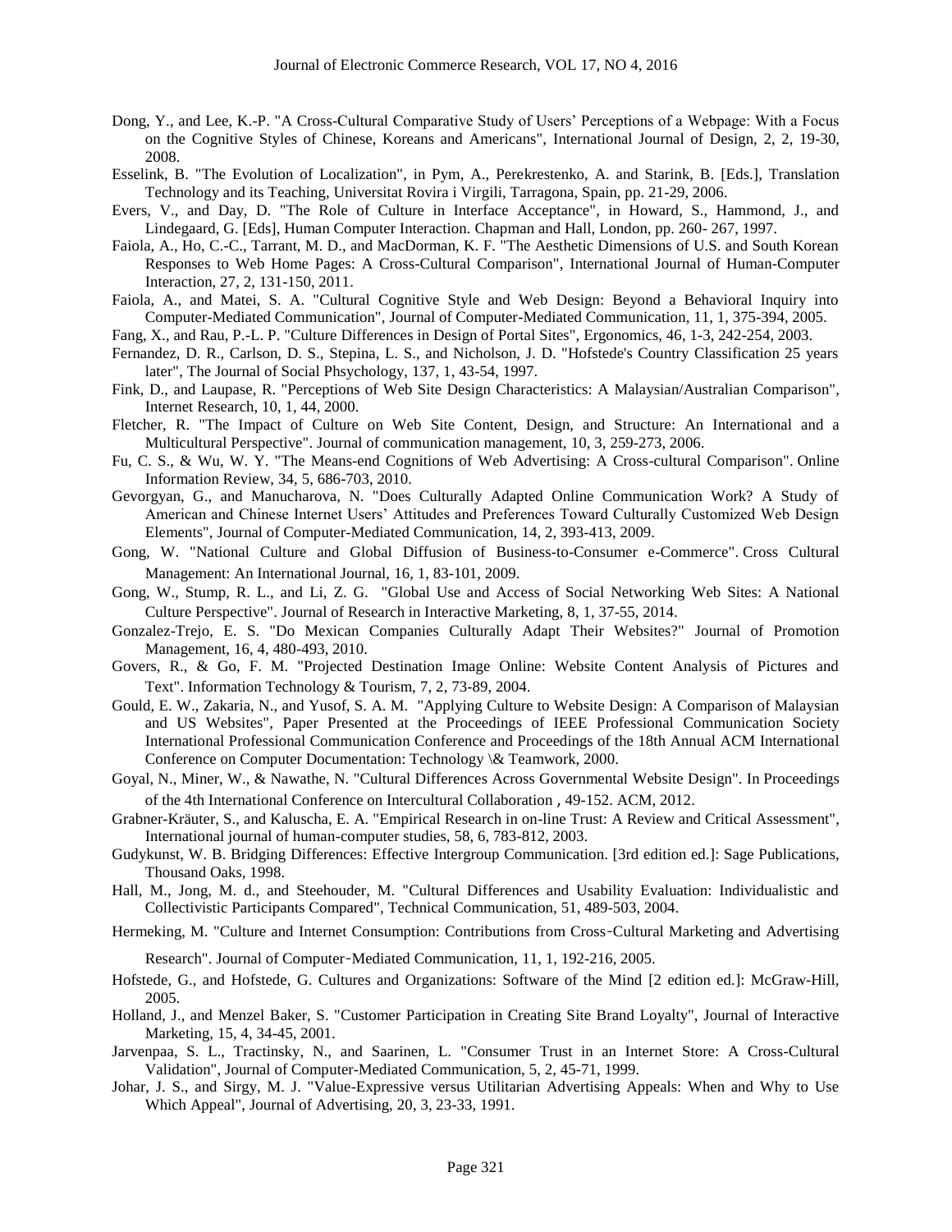Dong, Y., and Lee, K.-P. "A Cross-Cultural Comparative Study of Users' Perceptions of a Webpage: With a Focus on the Cognitive Styles of Chinese, Koreans and Americans", International Journal of Design, 2, 2, 19-30, 2008.

Esselink, B. "The Evolution of Localization", in Pym, A., Perekrestenko, A. and Starink, B. [Eds.], Translation Technology and its Teaching, Universitat Rovira i Virgili, Tarragona, Spain, pp. 21-29, 2006.

Evers, V., and Day, D. "The Role of Culture in Interface Acceptance", in Howard, S., Hammond, J., and Lindegaard, G. [Eds], Human Computer Interaction. Chapman and Hall, London, pp. 260- 267, 1997.

Faiola, A., Ho, C.-C., Tarrant, M. D., and MacDorman, K. F. "The Aesthetic Dimensions of U.S. and South Korean Responses to Web Home Pages: A Cross-Cultural Comparison", International Journal of Human-Computer Interaction, 27, 2, 131-150, 2011.

Faiola, A., and Matei, S. A. "Cultural Cognitive Style and Web Design: Beyond a Behavioral Inquiry into Computer-Mediated Communication", Journal of Computer-Mediated Communication, 11, 1, 375-394, 2005.

Fang, X., and Rau, P.-L. P. "Culture Differences in Design of Portal Sites", Ergonomics, 46, 1-3, 242-254, 2003.

Fernandez, D. R., Carlson, D. S., Stepina, L. S., and Nicholson, J. D. "Hofstede's Country Classification 25 years later", The Journal of Social Phsychology, 137, 1, 43-54, 1997.

Fink, D., and Laupase, R. "Perceptions of Web Site Design Characteristics: A Malaysian/Australian Comparison", Internet Research, 10, 1, 44, 2000.

Fletcher, R. "The Impact of Culture on Web Site Content, Design, and Structure: An International and a Multicultural Perspective". Journal of communication management, 10, 3, 259-273, 2006.

Fu, C. S., & Wu, W. Y. "The Means-end Cognitions of Web Advertising: A Cross-cultural Comparison". Online Information Review, 34, 5, 686-703, 2010.

Gevorgyan, G., and Manucharova, N. "Does Culturally Adapted Online Communication Work? A Study of American and Chinese Internet Users' Attitudes and Preferences Toward Culturally Customized Web Design Elements", Journal of Computer-Mediated Communication, 14, 2, 393-413, 2009.

Gong, W. "National Culture and Global Diffusion of Business-to-Consumer e-Commerce". Cross Cultural Management: An International Journal, 16, 1, 83-101, 2009.

Gong, W., Stump, R. L., and Li, Z. G. "Global Use and Access of Social Networking Web Sites: A National Culture Perspective". Journal of Research in Interactive Marketing, 8, 1, 37-55, 2014.

Gonzalez-Trejo, E. S. "Do Mexican Companies Culturally Adapt Their Websites?" Journal of Promotion Management, 16, 4, 480-493, 2010.

Govers, R., & Go, F. M. "Projected Destination Image Online: Website Content Analysis of Pictures and Text". Information Technology & Tourism, 7, 2, 73-89, 2004.

Gould, E. W., Zakaria, N., and Yusof, S. A. M. "Applying Culture to Website Design: A Comparison of Malaysian and US Websites", Paper Presented at the Proceedings of IEEE Professional Communication Society International Professional Communication Conference and Proceedings of the 18th Annual ACM International Conference on Computer Documentation: Technology \& Teamwork, 2000.

Goyal, N., Miner, W., & Nawathe, N. "Cultural Differences Across Governmental Website Design". In Proceedings of the 4th International Conference on Intercultural Collaboration , 49-152. ACM, 2012.

Grabner-Kräuter, S., and Kaluscha, E. A. "Empirical Research in on-line Trust: A Review and Critical Assessment", International journal of human-computer studies, 58, 6, 783-812, 2003.

Gudykunst, W. B. Bridging Differences: Effective Intergroup Communication. [3rd edition ed.]: Sage Publications, Thousand Oaks, 1998.

Hall, M., Jong, M. d., and Steehouder, M. "Cultural Differences and Usability Evaluation: Individualistic and Collectivistic Participants Compared", Technical Communication, 51, 489-503, 2004.

Hermeking, M. "Culture and Internet Consumption: Contributions from Cross‐Cultural Marketing and Advertising Research". Journal of Computer‐Mediated Communication, 11, 1, 192-216, 2005.

Hofstede, G., and Hofstede, G. Cultures and Organizations: Software of the Mind [2 edition ed.]: McGraw-Hill, 2005.

Holland, J., and Menzel Baker, S. "Customer Participation in Creating Site Brand Loyalty", Journal of Interactive Marketing, 15, 4, 34-45, 2001.

Jarvenpaa, S. L., Tractinsky, N., and Saarinen, L. "Consumer Trust in an Internet Store: A Cross-Cultural Validation", Journal of Computer-Mediated Communication, 5, 2, 45-71, 1999.

Johar, J. S., and Sirgy, M. J. "Value-Expressive versus Utilitarian Advertising Appeals: When and Why to Use Which Appeal", Journal of Advertising, 20, 3, 23-33, 1991.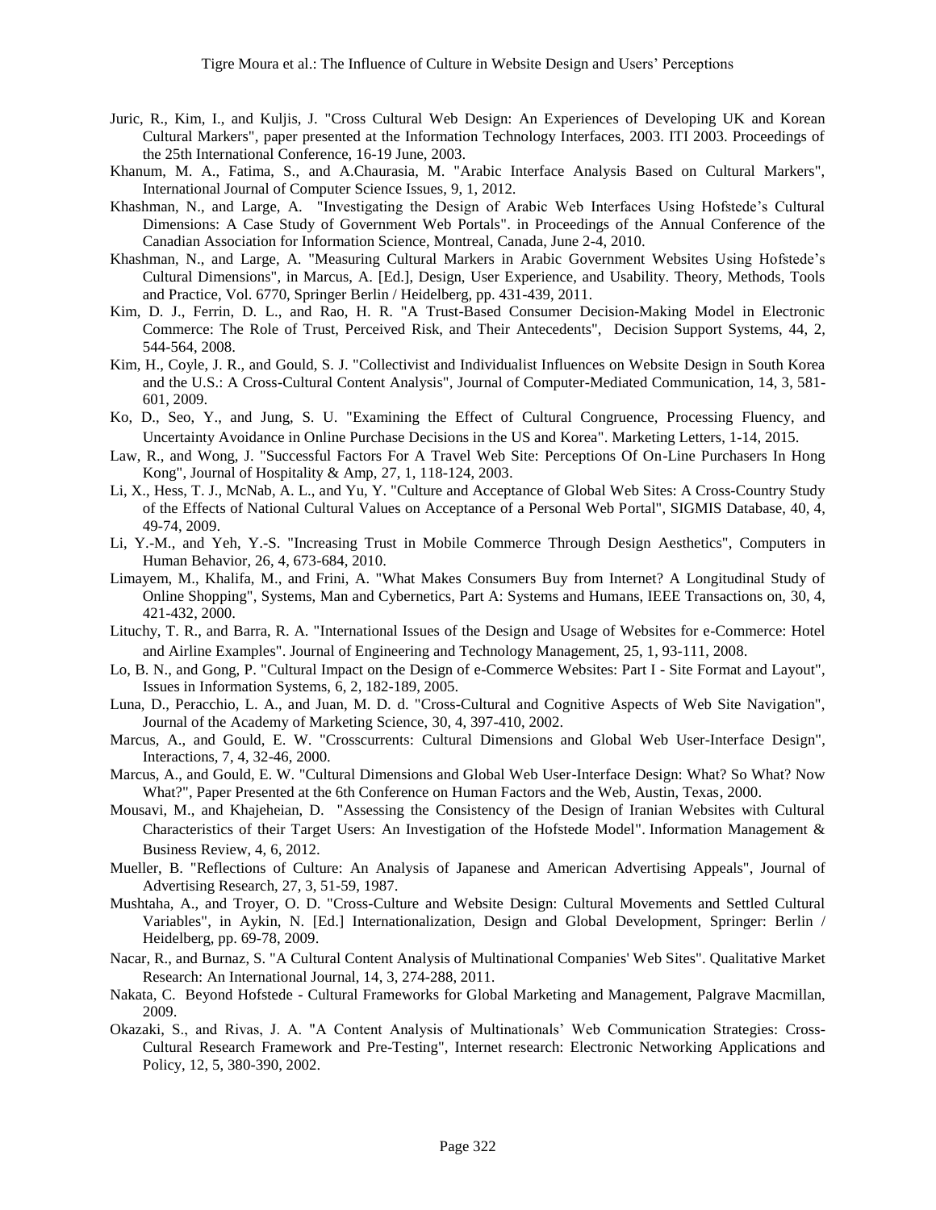Juric, R., Kim, I., and Kuljis, J. "Cross Cultural Web Design: An Experiences of Developing UK and Korean Cultural Markers", paper presented at the Information Technology Interfaces, 2003. ITI 2003. Proceedings of the 25th International Conference, 16-19 June, 2003.

Khanum, M. A., Fatima, S., and A.Chaurasia, M. "Arabic Interface Analysis Based on Cultural Markers", International Journal of Computer Science Issues, 9, 1, 2012.

Khashman, N., and Large, A. "Investigating the Design of Arabic Web Interfaces Using Hofstede's Cultural Dimensions: A Case Study of Government Web Portals". in Proceedings of the Annual Conference of the Canadian Association for Information Science, Montreal, Canada, June 2-4, 2010.

Khashman, N., and Large, A. "Measuring Cultural Markers in Arabic Government Websites Using Hofstede's Cultural Dimensions", in Marcus, A. [Ed.], Design, User Experience, and Usability. Theory, Methods, Tools and Practice, Vol. 6770, Springer Berlin / Heidelberg, pp. 431-439, 2011.

Kim, D. J., Ferrin, D. L., and Rao, H. R. "A Trust-Based Consumer Decision-Making Model in Electronic Commerce: The Role of Trust, Perceived Risk, and Their Antecedents", Decision Support Systems, 44, 2, 544-564, 2008.

Kim, H., Coyle, J. R., and Gould, S. J. "Collectivist and Individualist Influences on Website Design in South Korea and the U.S.: A Cross-Cultural Content Analysis", Journal of Computer-Mediated Communication, 14, 3, 581-601, 2009.

Ko, D., Seo, Y., and Jung, S. U. "Examining the Effect of Cultural Congruence, Processing Fluency, and Uncertainty Avoidance in Online Purchase Decisions in the US and Korea". Marketing Letters, 1-14, 2015.

Law, R., and Wong, J. "Successful Factors For A Travel Web Site: Perceptions Of On-Line Purchasers In Hong Kong", Journal of Hospitality & Amp, 27, 1, 118-124, 2003.

Li, X., Hess, T. J., McNab, A. L., and Yu, Y. "Culture and Acceptance of Global Web Sites: A Cross-Country Study of the Effects of National Cultural Values on Acceptance of a Personal Web Portal", SIGMIS Database, 40, 4, 49-74, 2009.

Li, Y.-M., and Yeh, Y.-S. "Increasing Trust in Mobile Commerce Through Design Aesthetics", Computers in Human Behavior, 26, 4, 673-684, 2010.

Limayem, M., Khalifa, M., and Frini, A. "What Makes Consumers Buy from Internet? A Longitudinal Study of Online Shopping", Systems, Man and Cybernetics, Part A: Systems and Humans, IEEE Transactions on, 30, 4, 421-432, 2000.

Lituchy, T. R., and Barra, R. A. "International Issues of the Design and Usage of Websites for e-Commerce: Hotel and Airline Examples". Journal of Engineering and Technology Management, 25, 1, 93-111, 2008.

Lo, B. N., and Gong, P. "Cultural Impact on the Design of e-Commerce Websites: Part I - Site Format and Layout", Issues in Information Systems, 6, 2, 182-189, 2005.

Luna, D., Peracchio, L. A., and Juan, M. D. d. "Cross-Cultural and Cognitive Aspects of Web Site Navigation", Journal of the Academy of Marketing Science, 30, 4, 397-410, 2002.

Marcus, A., and Gould, E. W. "Crosscurrents: Cultural Dimensions and Global Web User-Interface Design", Interactions, 7, 4, 32-46, 2000.

Marcus, A., and Gould, E. W. "Cultural Dimensions and Global Web User-Interface Design: What? So What? Now What?", Paper Presented at the 6th Conference on Human Factors and the Web, Austin, Texas, 2000.

Mousavi, M., and Khajeheian, D. "Assessing the Consistency of the Design of Iranian Websites with Cultural Characteristics of their Target Users: An Investigation of the Hofstede Model". Information Management & Business Review, 4, 6, 2012.

Mueller, B. "Reflections of Culture: An Analysis of Japanese and American Advertising Appeals", Journal of Advertising Research, 27, 3, 51-59, 1987.

Mushtaha, A., and Troyer, O. D. "Cross-Culture and Website Design: Cultural Movements and Settled Cultural Variables", in Aykin, N. [Ed.] Internationalization, Design and Global Development, Springer: Berlin / Heidelberg, pp. 69-78, 2009.

Nacar, R., and Burnaz, S. "A Cultural Content Analysis of Multinational Companies' Web Sites". Qualitative Market Research: An International Journal, 14, 3, 274-288, 2011.

Nakata, C. Beyond Hofstede - Cultural Frameworks for Global Marketing and Management, Palgrave Macmillan, 2009.

Okazaki, S., and Rivas, J. A. "A Content Analysis of Multinationals' Web Communication Strategies: Cross-Cultural Research Framework and Pre-Testing", Internet research: Electronic Networking Applications and Policy, 12, 5, 380-390, 2002.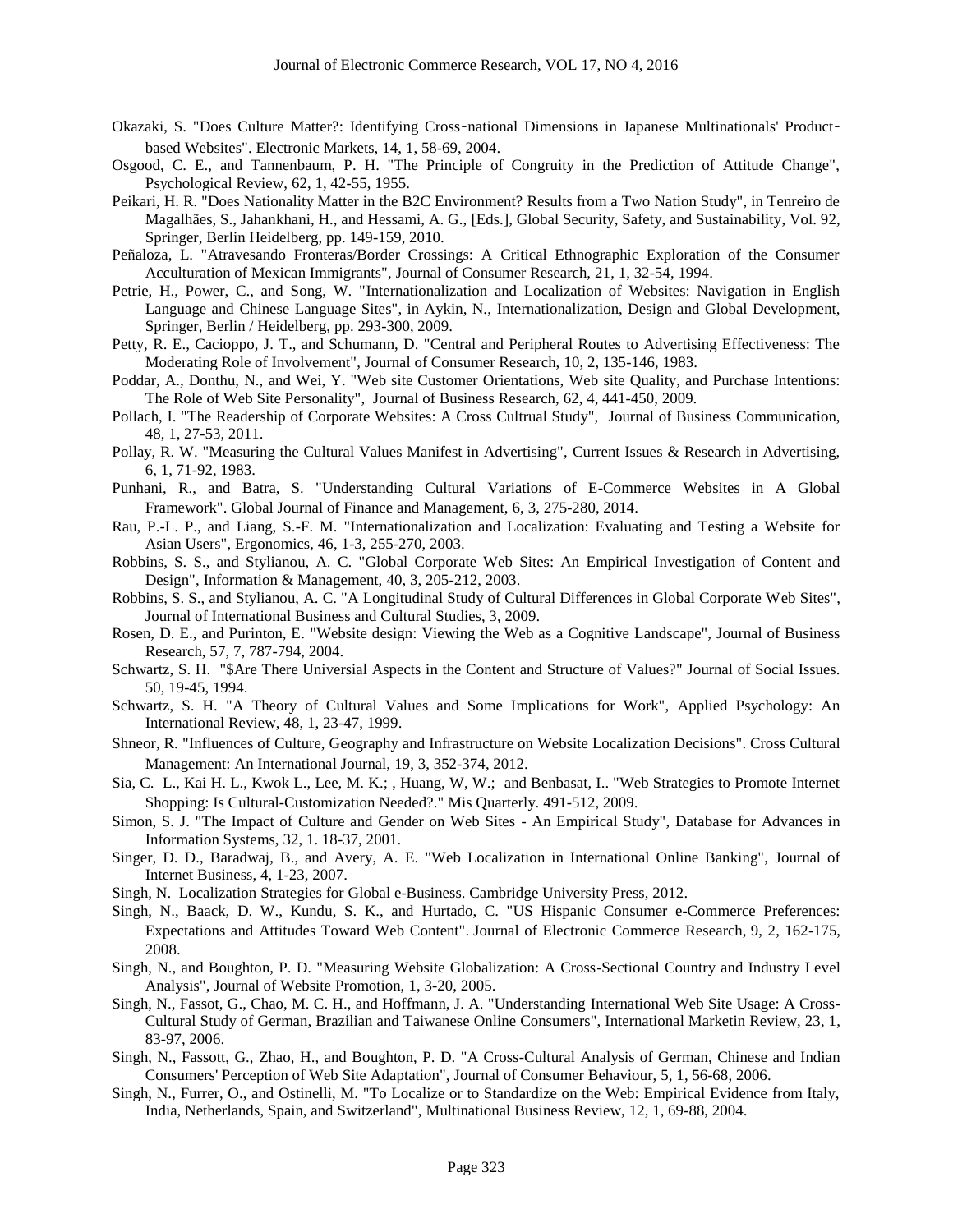Okazaki, S. "Does Culture Matter?: Identifying Cross‐national Dimensions in Japanese Multinationals' Product‐based Websites". Electronic Markets, 14, 1, 58-69, 2004.

Osgood, C. E., and Tannenbaum, P. H. "The Principle of Congruity in the Prediction of Attitude Change", Psychological Review, 62, 1, 42-55, 1955.

Peikari, H. R. "Does Nationality Matter in the B2C Environment? Results from a Two Nation Study", in Tenreiro de Magalhães, S., Jahankhani, H., and Hessami, A. G., [Eds.], Global Security, Safety, and Sustainability, Vol. 92, Springer, Berlin Heidelberg, pp. 149-159, 2010.

Peñaloza, L. "Atravesando Fronteras/Border Crossings: A Critical Ethnographic Exploration of the Consumer Acculturation of Mexican Immigrants", Journal of Consumer Research, 21, 1, 32-54, 1994.

Petrie, H., Power, C., and Song, W. "Internationalization and Localization of Websites: Navigation in English Language and Chinese Language Sites", in Aykin, N., Internationalization, Design and Global Development, Springer, Berlin / Heidelberg, pp. 293-300, 2009.

Petty, R. E., Cacioppo, J. T., and Schumann, D. "Central and Peripheral Routes to Advertising Effectiveness: The Moderating Role of Involvement", Journal of Consumer Research, 10, 2, 135-146, 1983.

Poddar, A., Donthu, N., and Wei, Y. "Web site Customer Orientations, Web site Quality, and Purchase Intentions: The Role of Web Site Personality", Journal of Business Research, 62, 4, 441-450, 2009.

Pollach, I. "The Readership of Corporate Websites: A Cross Cultrual Study", Journal of Business Communication, 48, 1, 27-53, 2011.

Pollay, R. W. "Measuring the Cultural Values Manifest in Advertising", Current Issues & Research in Advertising, 6, 1, 71-92, 1983.

Punhani, R., and Batra, S. "Understanding Cultural Variations of E-Commerce Websites in A Global Framework". Global Journal of Finance and Management, 6, 3, 275-280, 2014.

Rau, P.-L. P., and Liang, S.-F. M. "Internationalization and Localization: Evaluating and Testing a Website for Asian Users", Ergonomics, 46, 1-3, 255-270, 2003.

Robbins, S. S., and Stylianou, A. C. "Global Corporate Web Sites: An Empirical Investigation of Content and Design", Information & Management, 40, 3, 205-212, 2003.

Robbins, S. S., and Stylianou, A. C. "A Longitudinal Study of Cultural Differences in Global Corporate Web Sites", Journal of International Business and Cultural Studies, 3, 2009.

Rosen, D. E., and Purinton, E. "Website design: Viewing the Web as a Cognitive Landscape", Journal of Business Research, 57, 7, 787-794, 2004.

Schwartz, S. H. "$Are There Universial Aspects in the Content and Structure of Values?" Journal of Social Issues. 50, 19-45, 1994.

Schwartz, S. H. "A Theory of Cultural Values and Some Implications for Work", Applied Psychology: An International Review, 48, 1, 23-47, 1999.

Shneor, R. "Influences of Culture, Geography and Infrastructure on Website Localization Decisions". Cross Cultural Management: An International Journal, 19, 3, 352-374, 2012.

Sia, C. L., Kai H. L., Kwok L., Lee, M. K.; , Huang, W, W.; and Benbasat, I.. "Web Strategies to Promote Internet Shopping: Is Cultural-Customization Needed?." Mis Quarterly. 491-512, 2009.

Simon, S. J. "The Impact of Culture and Gender on Web Sites - An Empirical Study", Database for Advances in Information Systems, 32, 1. 18-37, 2001.

Singer, D. D., Baradwaj, B., and Avery, A. E. "Web Localization in International Online Banking", Journal of Internet Business, 4, 1-23, 2007.

Singh, N. Localization Strategies for Global e-Business. Cambridge University Press, 2012.

Singh, N., Baack, D. W., Kundu, S. K., and Hurtado, C. "US Hispanic Consumer e-Commerce Preferences: Expectations and Attitudes Toward Web Content". Journal of Electronic Commerce Research, 9, 2, 162-175, 2008.

Singh, N., and Boughton, P. D. "Measuring Website Globalization: A Cross-Sectional Country and Industry Level Analysis", Journal of Website Promotion, 1, 3-20, 2005.

Singh, N., Fassot, G., Chao, M. C. H., and Hoffmann, J. A. "Understanding International Web Site Usage: A Cross-Cultural Study of German, Brazilian and Taiwanese Online Consumers", International Marketin Review, 23, 1, 83-97, 2006.

Singh, N., Fassott, G., Zhao, H., and Boughton, P. D. "A Cross-Cultural Analysis of German, Chinese and Indian Consumers' Perception of Web Site Adaptation", Journal of Consumer Behaviour, 5, 1, 56-68, 2006.

Singh, N., Furrer, O., and Ostinelli, M. "To Localize or to Standardize on the Web: Empirical Evidence from Italy, India, Netherlands, Spain, and Switzerland", Multinational Business Review, 12, 1, 69-88, 2004.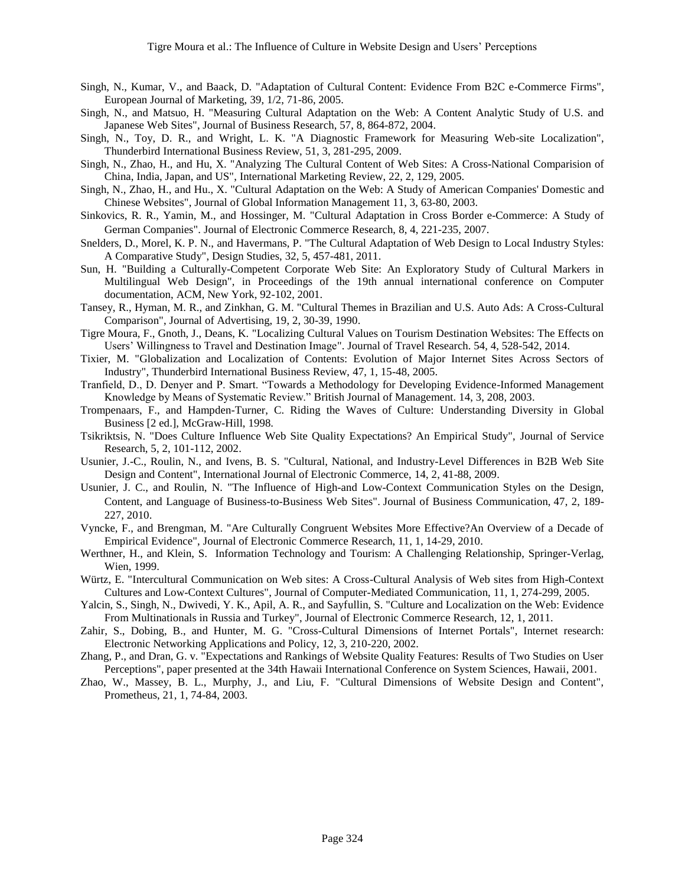Singh, N., Kumar, V., and Baack, D. "Adaptation of Cultural Content: Evidence From B2C e-Commerce Firms", European Journal of Marketing, 39, 1/2, 71-86, 2005.

Singh, N., and Matsuo, H. "Measuring Cultural Adaptation on the Web: A Content Analytic Study of U.S. and Japanese Web Sites", Journal of Business Research, 57, 8, 864-872, 2004.

Singh, N., Toy, D. R., and Wright, L. K. "A Diagnostic Framework for Measuring Web-site Localization", Thunderbird International Business Review, 51, 3, 281-295, 2009.

Singh, N., Zhao, H., and Hu, X. "Analyzing The Cultural Content of Web Sites: A Cross-National Comparision of China, India, Japan, and US", International Marketing Review, 22, 2, 129, 2005.

Singh, N., Zhao, H., and Hu., X. "Cultural Adaptation on the Web: A Study of American Companies' Domestic and Chinese Websites", Journal of Global Information Management 11, 3, 63-80, 2003.

Sinkovics, R. R., Yamin, M., and Hossinger, M. "Cultural Adaptation in Cross Border e-Commerce: A Study of German Companies". Journal of Electronic Commerce Research, 8, 4, 221-235, 2007.

Snelders, D., Morel, K. P. N., and Havermans, P. "The Cultural Adaptation of Web Design to Local Industry Styles: A Comparative Study", Design Studies, 32, 5, 457-481, 2011.

Sun, H. "Building a Culturally-Competent Corporate Web Site: An Exploratory Study of Cultural Markers in Multilingual Web Design", in Proceedings of the 19th annual international conference on Computer documentation, ACM, New York, 92-102, 2001.

Tansey, R., Hyman, M. R., and Zinkhan, G. M. "Cultural Themes in Brazilian and U.S. Auto Ads: A Cross-Cultural Comparison", Journal of Advertising, 19, 2, 30-39, 1990.

Tigre Moura, F., Gnoth, J., Deans, K. "Localizing Cultural Values on Tourism Destination Websites: The Effects on Users' Willingness to Travel and Destination Image". Journal of Travel Research. 54, 4, 528-542, 2014.

Tixier, M. "Globalization and Localization of Contents: Evolution of Major Internet Sites Across Sectors of Industry", Thunderbird International Business Review, 47, 1, 15-48, 2005.

Tranfield, D., D. Denyer and P. Smart. "Towards a Methodology for Developing Evidence-Informed Management Knowledge by Means of Systematic Review." British Journal of Management. 14, 3, 208, 2003.

Trompenaars, F., and Hampden-Turner, C. Riding the Waves of Culture: Understanding Diversity in Global Business [2 ed.], McGraw-Hill, 1998.

Tsikriktsis, N. "Does Culture Influence Web Site Quality Expectations? An Empirical Study", Journal of Service Research, 5, 2, 101-112, 2002.

Usunier, J.-C., Roulin, N., and Ivens, B. S. "Cultural, National, and Industry-Level Differences in B2B Web Site Design and Content", International Journal of Electronic Commerce, 14, 2, 41-88, 2009.

Usunier, J. C., and Roulin, N. "The Influence of High-and Low-Context Communication Styles on the Design, Content, and Language of Business-to-Business Web Sites". Journal of Business Communication, 47, 2, 189-227, 2010.

Vyncke, F., and Brengman, M. "Are Culturally Congruent Websites More Effective?An Overview of a Decade of Empirical Evidence", Journal of Electronic Commerce Research, 11, 1, 14-29, 2010.

Werthner, H., and Klein, S. Information Technology and Tourism: A Challenging Relationship, Springer-Verlag, Wien, 1999.

Würtz, E. "Intercultural Communication on Web sites: A Cross-Cultural Analysis of Web sites from High-Context Cultures and Low-Context Cultures", Journal of Computer-Mediated Communication, 11, 1, 274-299, 2005.

Yalcin, S., Singh, N., Dwivedi, Y. K., Apil, A. R., and Sayfullin, S. "Culture and Localization on the Web: Evidence From Multinationals in Russia and Turkey", Journal of Electronic Commerce Research, 12, 1, 2011.

Zahir, S., Dobing, B., and Hunter, M. G. "Cross-Cultural Dimensions of Internet Portals", Internet research: Electronic Networking Applications and Policy, 12, 3, 210-220, 2002.

Zhang, P., and Dran, G. v. "Expectations and Rankings of Website Quality Features: Results of Two Studies on User Perceptions", paper presented at the 34th Hawaii International Conference on System Sciences, Hawaii, 2001.

Zhao, W., Massey, B. L., Murphy, J., and Liu, F. "Cultural Dimensions of Website Design and Content", Prometheus, 21, 1, 74-84, 2003.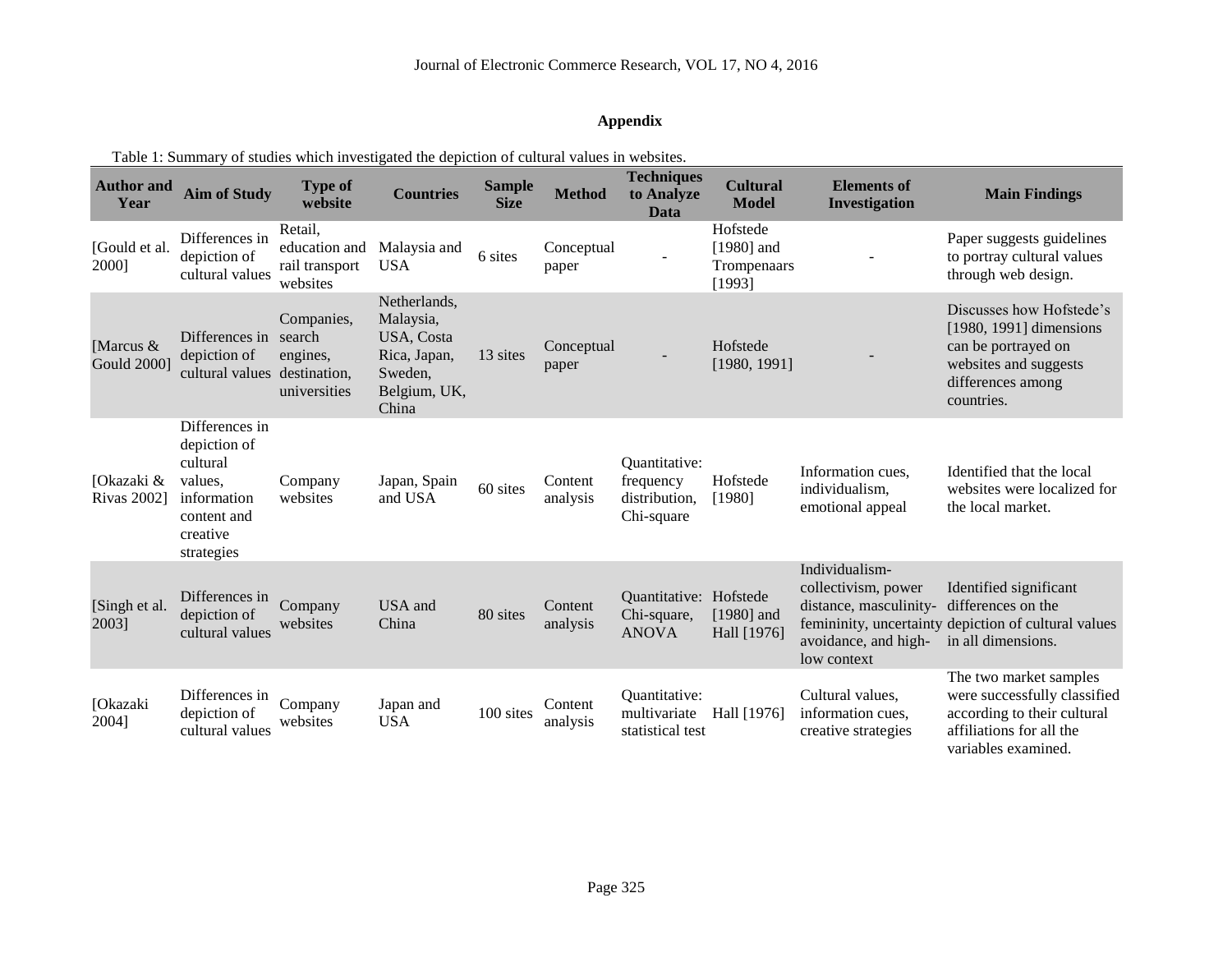## Appendix

Table 1: Summary of studies which investigated the depiction of cultural values in websites.

| Author and Year | Aim of Study | Type of website | Countries | Sample Size | Method | Techniques to Analyze Data | Cultural Model | Elements of Investigation | Main Findings |
|---|---|---|---|---|---|---|---|---|---|
| [Gould et al. 2000] | Differences in depiction of cultural values | Retail, education and rail transport websites | Malaysia and USA | 6 sites | Conceptual paper | - | Hofstede [1980] and Trompenaars [1993] | - | Paper suggests guidelines to portray cultural values through web design. |
| [Marcus & Gould 2000] | Differences in depiction of cultural values | Companies, search engines, destination, universities | Netherlands, Malaysia, USA, Costa Rica, Japan, Sweden, Belgium, UK, China | 13 sites | Conceptual paper | - | Hofstede [1980, 1991] | - | Discusses how Hofstede's [1980, 1991] dimensions can be portrayed on websites and suggests differences among countries. |
| [Okazaki & Rivas 2002] | Differences in depiction of cultural values, information content and creative strategies | Company websites | Japan, Spain and USA | 60 sites | Content analysis | Quantitative: frequency distribution, Chi-square | Hofstede [1980] | Information cues, individualism, emotional appeal | Identified that the local websites were localized for the local market. |
| [Singh et al. 2003] | Differences in depiction of cultural values | Company websites | USA and China | 80 sites | Content analysis | Quantitative: Chi-square, ANOVA | Hofstede [1980] and Hall [1976] | Individualism-collectivism, power distance, masculinity-femininity, uncertainty avoidance, and high-low context | Identified significant differences on the depiction of cultural values in all dimensions. |
| [Okazaki 2004] | Differences in depiction of cultural values | Company websites | Japan and USA | 100 sites | Content analysis | Quantitative: multivariate statistical test | Hall [1976] | Cultural values, information cues, creative strategies | The two market samples were successfully classified according to their cultural affiliations for all the variables examined. |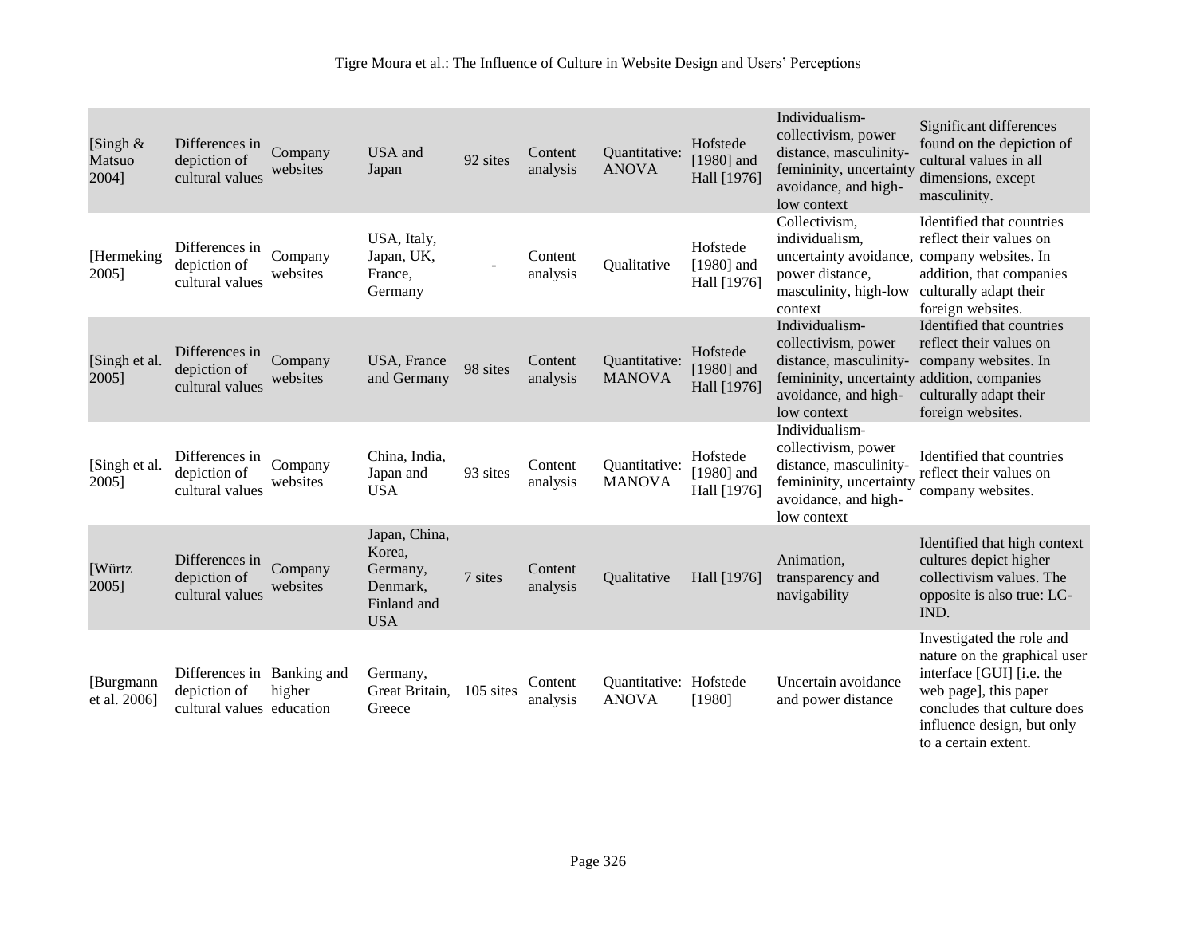| [Singh & Matsuo 2004] | Differences in depiction of cultural values | Company websites | USA and Japan | 92 sites | Content analysis | Quantitative: ANOVA | Hofstede [1980] and Hall [1976] | Individualism-collectivism, power distance, masculinity-femininity, uncertainty avoidance, and high-low context | Significant differences found on the depiction of cultural values in all dimensions, except masculinity. |
|---|---|---|---|---|---|---|---|---|---|
| [Hermeking 2005] | Differences in depiction of cultural values | Company websites | USA, Italy, Japan, UK, France, Germany | - | Content analysis | Qualitative | Hofstede [1980] and Hall [1976] | Collectivism, individualism, uncertainty avoidance, power distance, masculinity, high-low context | Identified that countries reflect their values on company websites. In addition, that companies culturally adapt their foreign websites. |
| [Singh et al. 2005] | Differences in depiction of cultural values | Company websites | USA, France and Germany | 98 sites | Content analysis | Quantitative: MANOVA | Hofstede [1980] and Hall [1976] | Individualism-collectivism, power distance, masculinity-femininity, uncertainty avoidance, and high-low context | Identified that countries reflect their values on company websites. In addition, companies culturally adapt their foreign websites. |
| [Singh et al. 2005] | Differences in depiction of cultural values | Company websites | China, India, Japan and USA | 93 sites | Content analysis | Quantitative: MANOVA | Hofstede [1980] and Hall [1976] | Individualism-collectivism, power distance, masculinity-femininity, uncertainty avoidance, and high-low context | Identified that countries reflect their values on company websites. |
| [Würtz 2005] | Differences in depiction of cultural values | Company websites | Japan, China, Korea, Germany, Denmark, Finland and USA | 7 sites | Content analysis | Qualitative | Hall [1976] | Animation, transparency and navigability | Identified that high context cultures depict higher collectivism values. The opposite is also true: LC-IND. |
| [Burgmann et al. 2006] | Differences in depiction of cultural values | Banking and higher education | Germany, Great Britain, Greece | 105 sites | Content analysis | Quantitative: ANOVA | Hofstede [1980] | Uncertain avoidance and power distance | Investigated the role and nature on the graphical user interface [GUI] [i.e. the web page], this paper concludes that culture does influence design, but only to a certain extent. |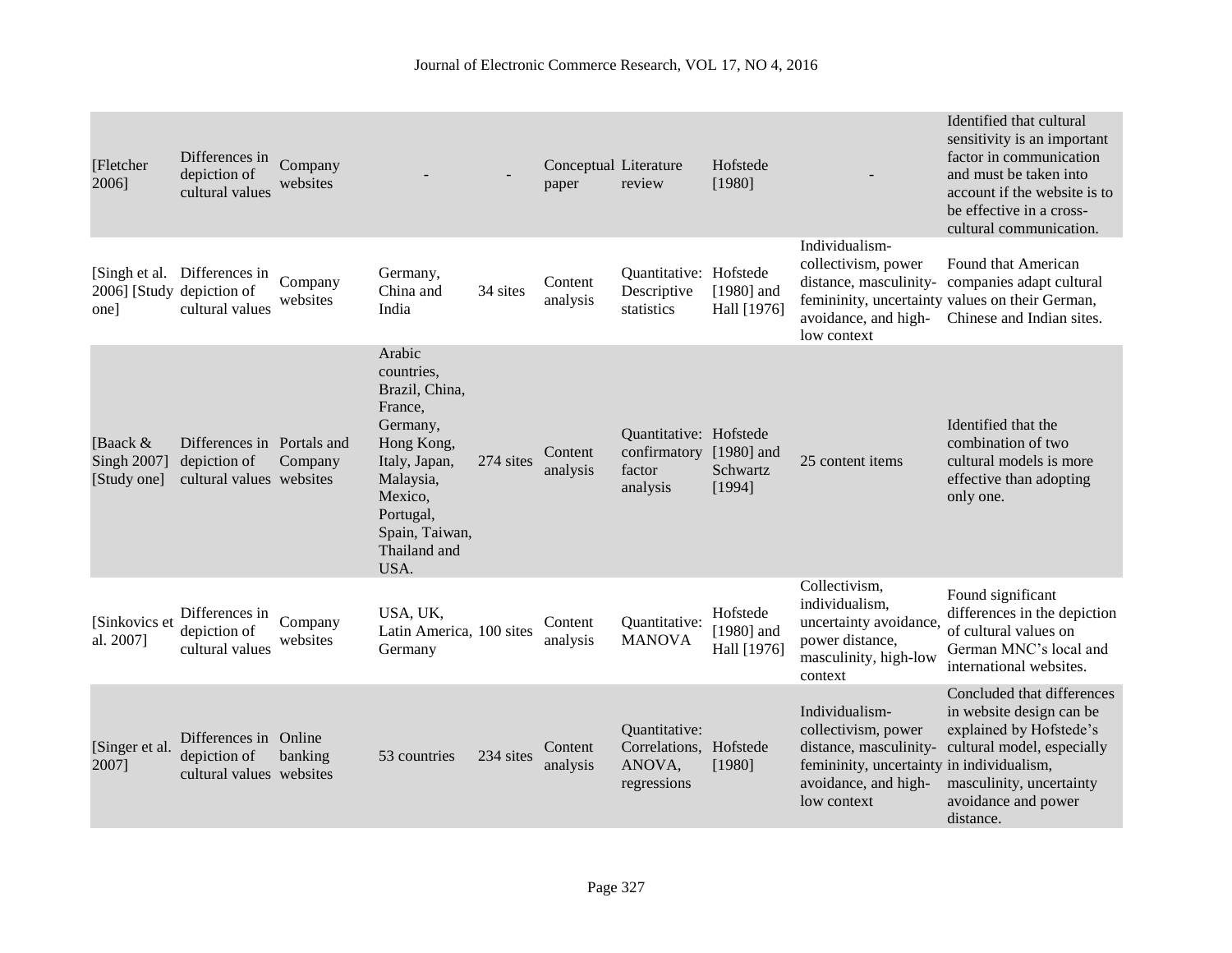| [Fletcher 2006] | Differences in depiction of cultural values | Company websites | - | - | Conceptual paper | Literature review | Hofstede [1980] | - | Identified that cultural sensitivity is an important factor in communication and must be taken into account if the website is to be effective in a cross-cultural communication. |
|---|---|---|---|---|---|---|---|---|---|
| [Singh et al. 2006] [Study one] | Differences in depiction of cultural values | Company websites | Germany, China and India | 34 sites | Content analysis | Quantitative: Descriptive statistics | Hofstede [1980] and Hall [1976] | Individualism-collectivism, power distance, masculinity-femininity, uncertainty avoidance, and high-low context | Found that American companies adapt cultural values on their German, Chinese and Indian sites. |
| [Baack & Singh 2007] [Study one] | Differences in depiction of cultural values | Portals and Company websites | Arabic countries, Brazil, China, France, Germany, Hong Kong, Italy, Japan, Malaysia, Mexico, Portugal, Spain, Taiwan, Thailand and USA. | 274 sites | Content analysis | Quantitative: confirmatory factor analysis | Hofstede [1980] and Schwartz [1994] | 25 content items | Identified that the combination of two cultural models is more effective than adopting only one. |
| [Sinkovics et al. 2007] | Differences in depiction of cultural values | Company websites | USA, UK, Latin America, Germany | 100 sites | Content analysis | Quantitative: MANOVA | Hofstede [1980] and Hall [1976] | Collectivism, individualism, uncertainty avoidance, power distance, masculinity, high-low context | Found significant differences in the depiction of cultural values on German MNC's local and international websites. |
| [Singer et al. 2007] | Differences in depiction of cultural values | Online banking websites | 53 countries | 234 sites | Content analysis | Quantitative: Correlations, ANOVA, regressions | Hofstede [1980] | Individualism-collectivism, power distance, masculinity-femininity, uncertainty avoidance, and high-low context | Concluded that differences in website design can be explained by Hofstede's cultural model, especially in individualism, masculinity, uncertainty avoidance and power distance. |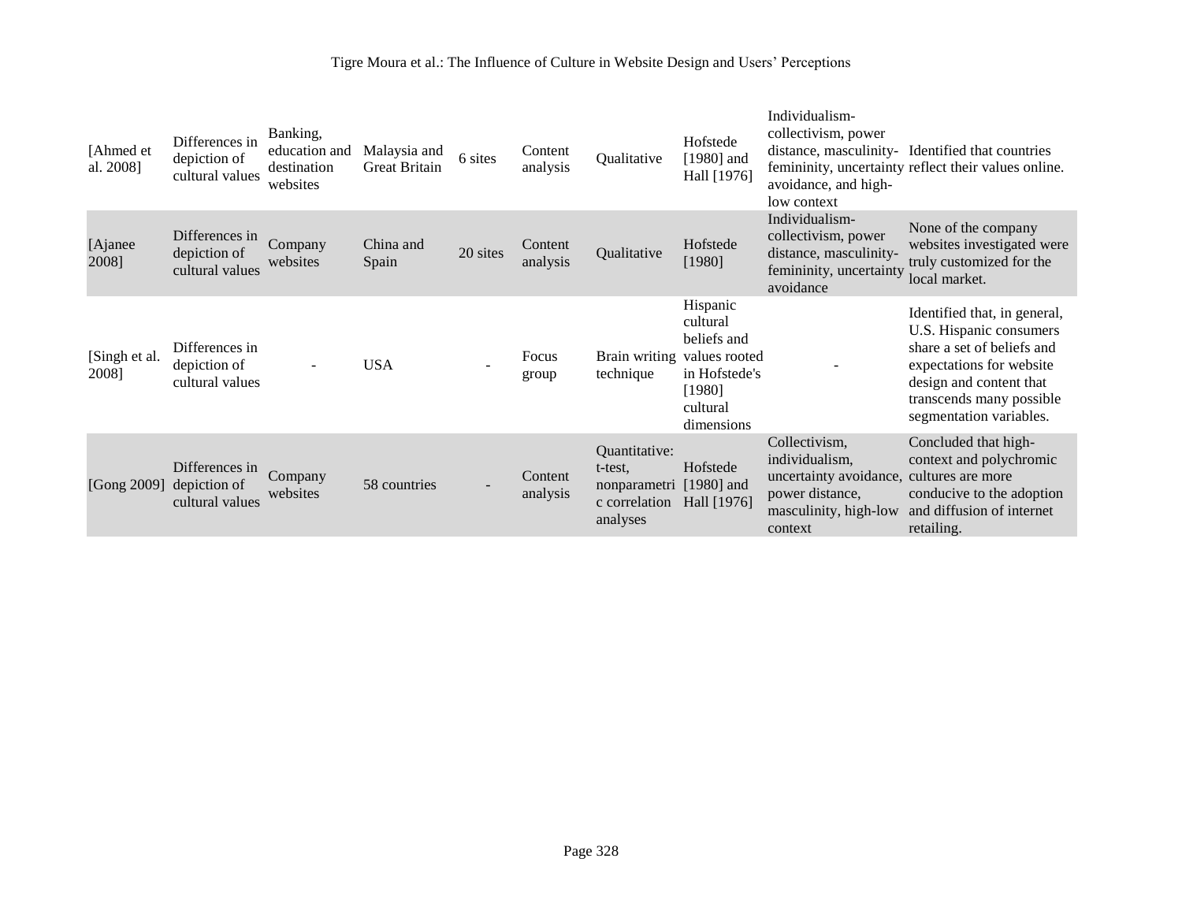| [Ahmed et al. 2008] | Differences in depiction of cultural values | Banking, education and destination websites | Malaysia and Great Britain | 6 sites | Content analysis | Qualitative | Hofstede [1980] and Hall [1976] | Individualism-collectivism, power distance, masculinity-femininity, uncertainty avoidance, and high-low context | Identified that countries reflect their values online. |
|---|---|---|---|---|---|---|---|---|---|
| [Ajanee 2008] | Differences in depiction of cultural values | Company websites | China and Spain | 20 sites | Content analysis | Qualitative | Hofstede [1980] | Individualism-collectivism, power distance, masculinity-femininity, uncertainty avoidance | None of the company websites investigated were truly customized for the local market. |
| [Singh et al. 2008] | Differences in depiction of cultural values | - | USA | - | Focus group | Brain writing technique | Hispanic cultural beliefs and values rooted in Hofstede's [1980] cultural dimensions | - | Identified that, in general, U.S. Hispanic consumers share a set of beliefs and expectations for website design and content that transcends many possible segmentation variables. |
| [Gong 2009] | Differences in depiction of cultural values | Company websites | 58 countries | - | Content analysis | Quantitative: t-test, nonparametric correlation analyses | Hofstede [1980] and Hall [1976] | Collectivism, individualism, uncertainty avoidance, power distance, masculinity, high-low context | Concluded that high-context and polychromic cultures are more conducive to the adoption and diffusion of internet retailing. |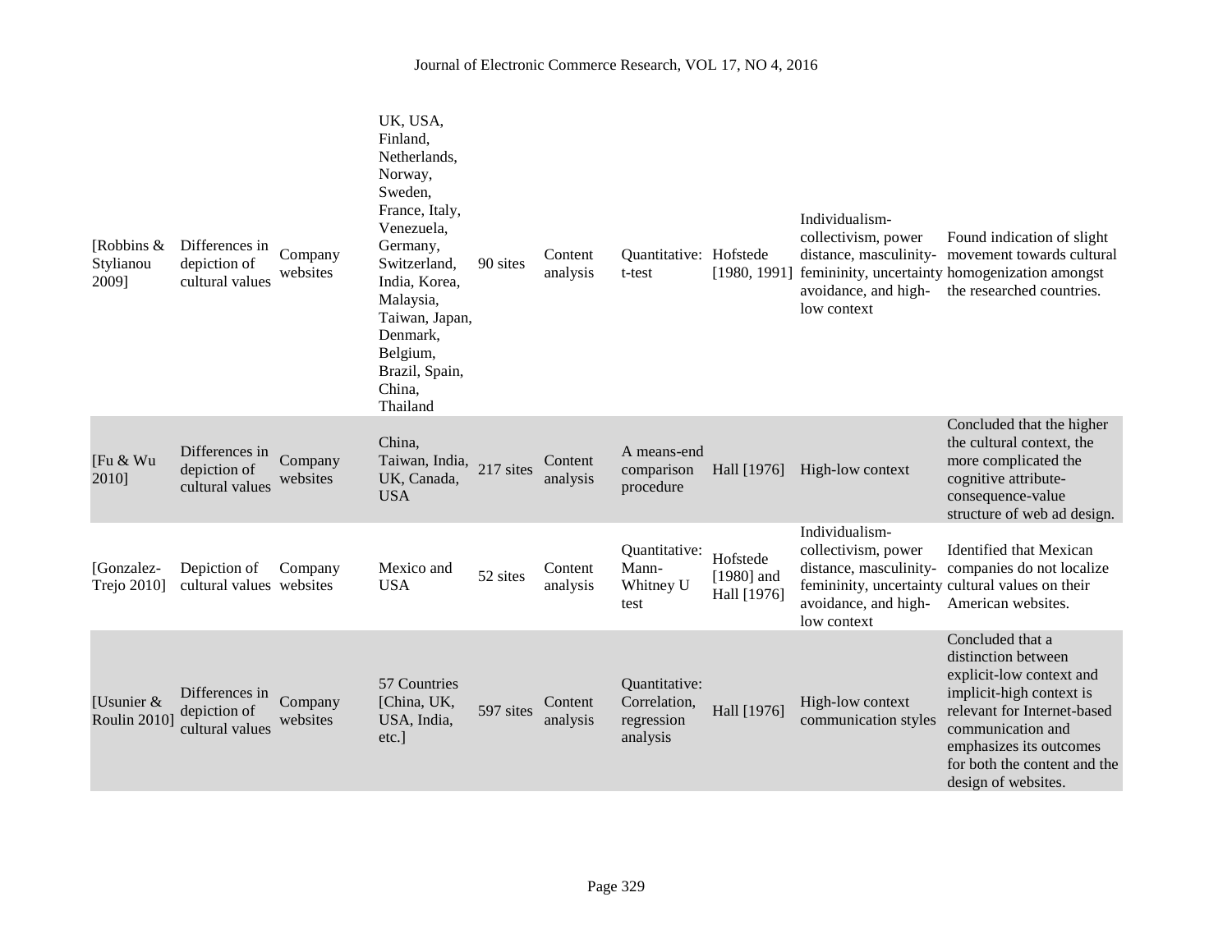| [Robbins & Stylianou 2009] | Differences in depiction of cultural values | Company websites | UK, USA, Finland, Netherlands, Norway, Sweden, France, Italy, Venezuela, Germany, Switzerland, India, Korea, Malaysia, Taiwan, Japan, Denmark, Belgium, Brazil, Spain, China, Thailand | 90 sites | Content analysis | Quantitative: t-test | Hofstede [1980, 1991] | Individualism-collectivism, power distance, masculinity-femininity, uncertainty avoidance, and high-low context | Found indication of slight movement towards cultural homogenization amongst the researched countries. |
|---|---|---|---|---|---|---|---|---|---|
| [Fu & Wu 2010] | Differences in depiction of cultural values | Company websites | China, Taiwan, India, UK, Canada, USA | 217 sites | Content analysis | A means-end comparison procedure | Hall [1976] | High-low context | Concluded that the higher the cultural context, the more complicated the cognitive attribute-consequence-value structure of web ad design. |
| [Gonzalez-Trejo 2010] | Depiction of cultural values | Company websites | Mexico and USA | 52 sites | Content analysis | Quantitative: Mann-Whitney U test | Hofstede [1980] and Hall [1976] | Individualism-collectivism, power distance, masculinity-femininity, uncertainty avoidance, and high-low context | Identified that Mexican companies do not localize cultural values on their American websites. |
| [Usunier & Roulin 2010] | Differences in depiction of cultural values | Company websites | 57 Countries [China, UK, USA, India, etc.] | 597 sites | Content analysis | Quantitative: Correlation, regression analysis | Hall [1976] | High-low context communication styles | Concluded that a distinction between explicit-low context and implicit-high context is relevant for Internet-based communication and emphasizes its outcomes for both the content and the design of websites. |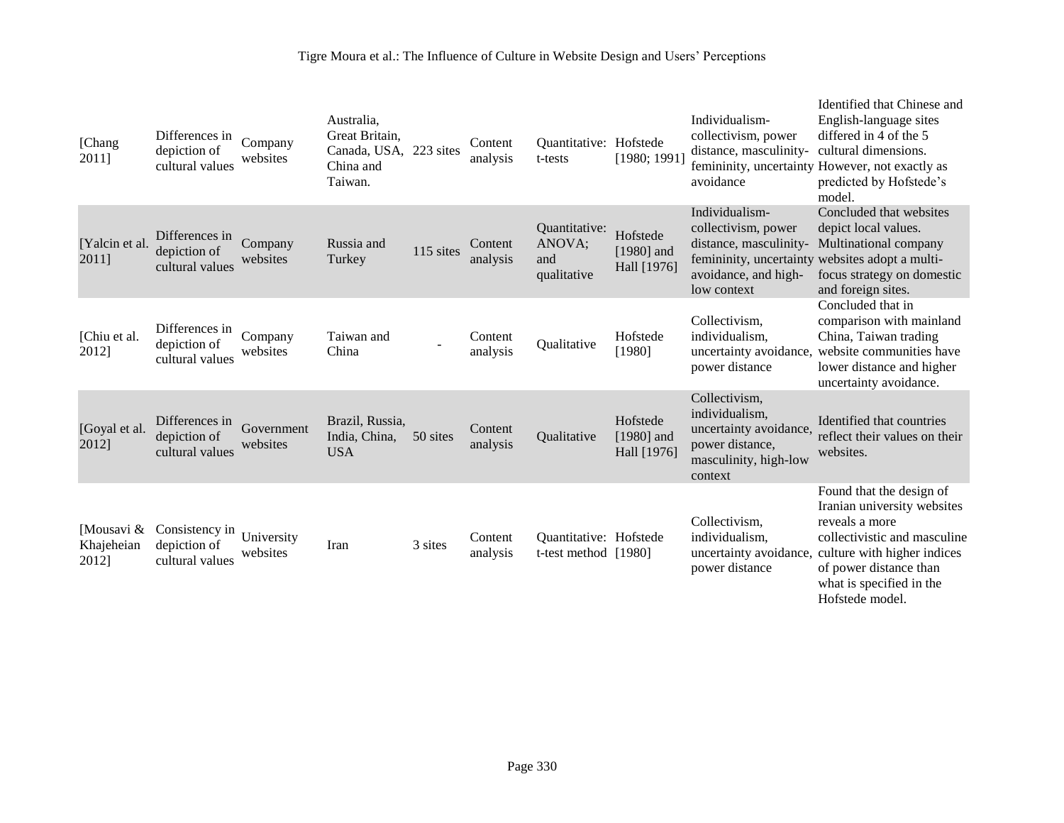| | | | | | | | | | |
|---|---|---|---|---|---|---|---|---|---|
| [Chang 2011] | Differences in depiction of cultural values | Company websites | Australia, Great Britain, Canada, USA, China and Taiwan. | 223 sites | Content analysis | Quantitative: t-tests | Hofstede [1980; 1991] | Individualism-collectivism, power distance, masculinity-femininity, uncertainty avoidance | Identified that Chinese and English-language sites differed in 4 of the 5 cultural dimensions. However, not exactly as predicted by Hofstede's model. |
| [Yalcin et al. 2011] | Differences in depiction of cultural values | Company websites | Russia and Turkey | 115 sites | Content analysis | Quantitative: ANOVA; and qualitative | Hofstede [1980] and Hall [1976] | Individualism-collectivism, power distance, masculinity-femininity, uncertainty avoidance, and high-low context | Concluded that websites depict local values. Multinational company websites adopt a multi-focus strategy on domestic and foreign sites. |
| [Chiu et al. 2012] | Differences in depiction of cultural values | Company websites | Taiwan and China | - | Content analysis | Qualitative | Hofstede [1980] | Collectivism, individualism, uncertainty avoidance, power distance | Concluded that in comparison with mainland China, Taiwan trading website communities have lower distance and higher uncertainty avoidance. |
| [Goyal et al. 2012] | Differences in depiction of cultural values | Government websites | Brazil, Russia, India, China, USA | 50 sites | Content analysis | Qualitative | Hofstede [1980] and Hall [1976] | Collectivism, individualism, uncertainty avoidance, power distance, masculinity, high-low context | Identified that countries reflect their values on their websites. |
| [Mousavi & Khajeheian 2012] | Consistency in depiction of cultural values | University websites | Iran | 3 sites | Content analysis | Quantitative: t-test method | Hofstede [1980] | Collectivism, individualism, uncertainty avoidance, power distance | Found that the design of Iranian university websites reveals a more collectivistic and masculine culture with higher indices of power distance than what is specified in the Hofstede model. |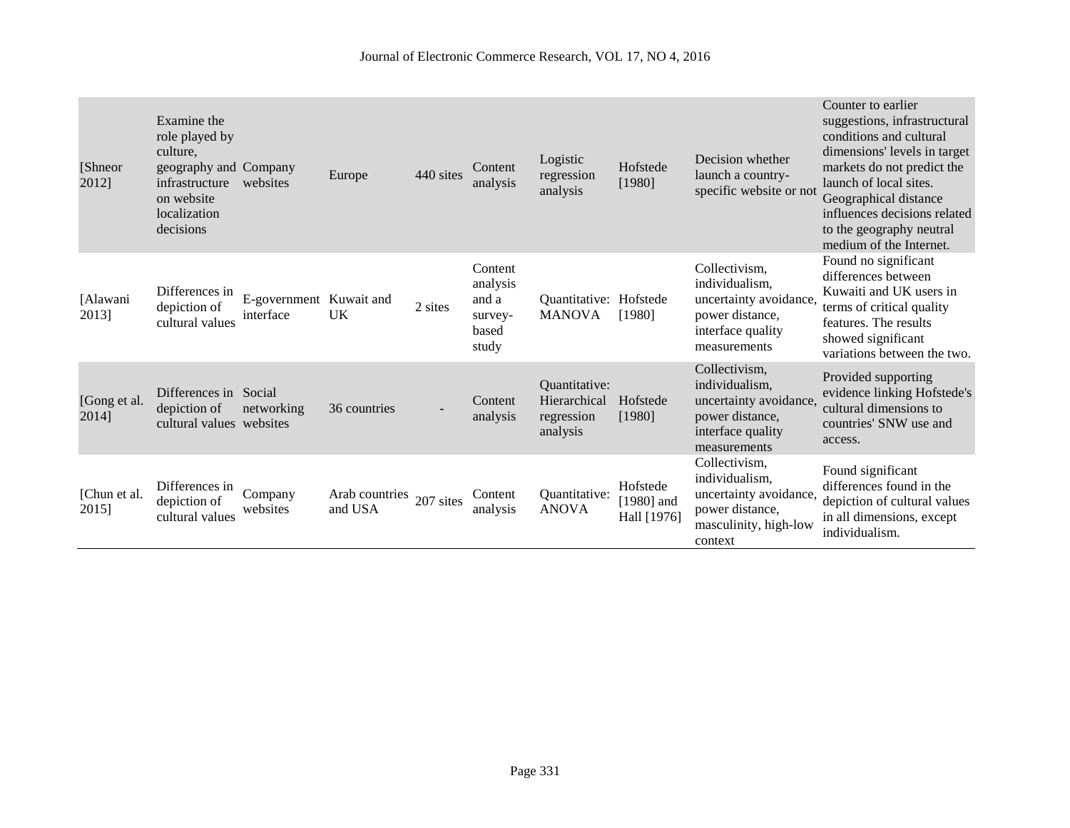| [Shneor 2012] | Examine the role played by culture, geography and infrastructure on website localization decisions | Company websites | Europe | 440 sites | Content analysis | Logistic regression analysis | Hofstede [1980] | Decision whether launch a country-specific website or not | Counter to earlier suggestions, infrastructural conditions and cultural dimensions' levels in target markets do not predict the launch of local sites. Geographical distance influences decisions related to the geography neutral medium of the Internet. |
|---|---|---|---|---|---|---|---|---|---|
| [Alawani 2013] | Differences in depiction of cultural values | E-government interface | Kuwait and UK | 2 sites | Content analysis and a survey-based study | Quantitative: MANOVA | Hofstede [1980] | Collectivism, individualism, uncertainty avoidance, power distance, interface quality measurements | Found no significant differences between Kuwaiti and UK users in terms of critical quality features. The results showed significant variations between the two. |
| [Gong et al. 2014] | Differences in depiction of cultural values | Social networking websites | 36 countries | - | Content analysis | Quantitative: Hierarchical regression analysis | Hofstede [1980] | Collectivism, individualism, uncertainty avoidance, power distance, interface quality measurements | Provided supporting evidence linking Hofstede's cultural dimensions to countries' SNW use and access. |
| [Chun et al. 2015] | Differences in depiction of cultural values | Company websites | Arab countries and USA | 207 sites | Content analysis | Quantitative: ANOVA | Hofstede [1980] and Hall [1976] | Collectivism, individualism, uncertainty avoidance, power distance, masculinity, high-low context | Found significant differences found in the depiction of cultural values in all dimensions, except individualism. |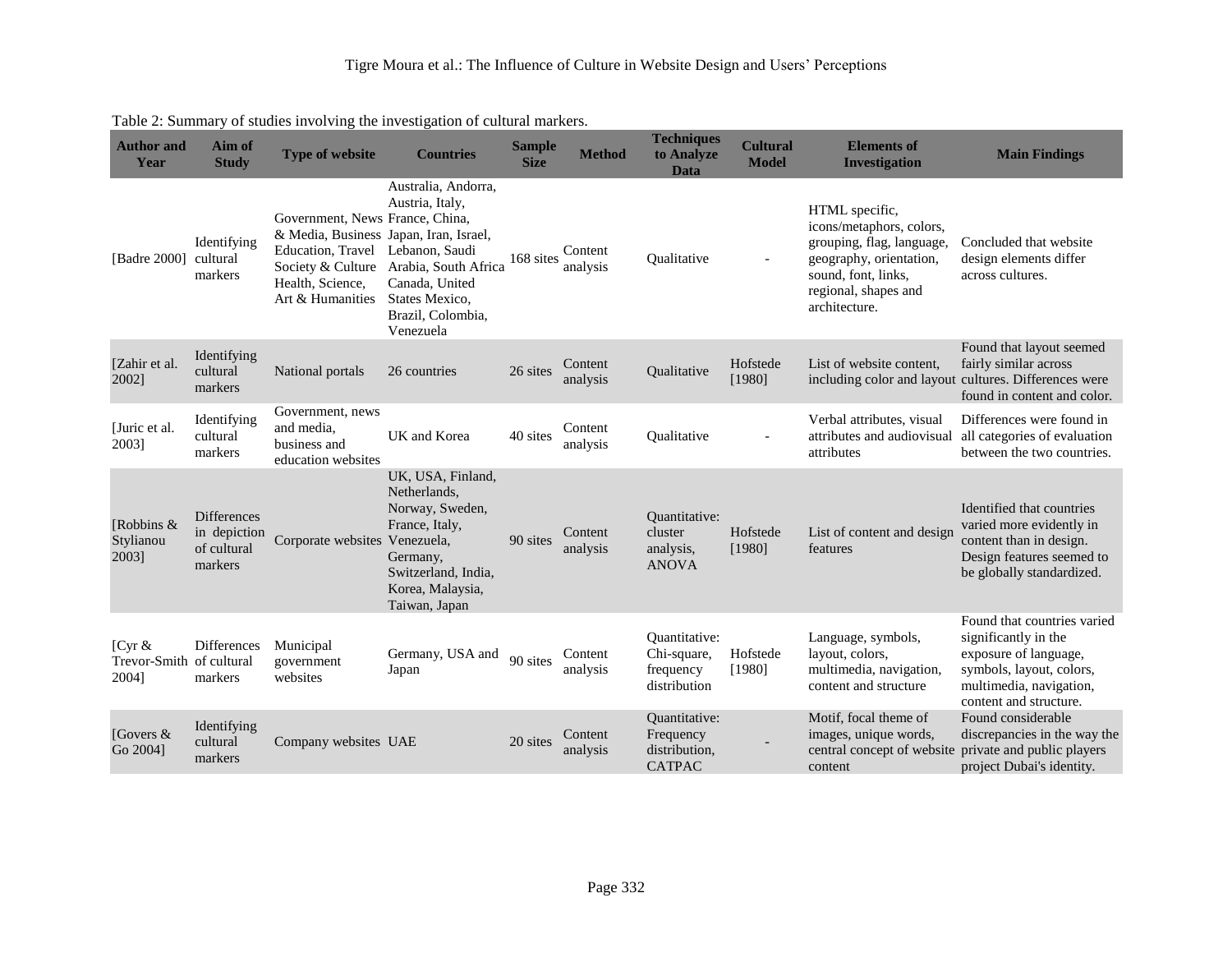Table 2: Summary of studies involving the investigation of cultural markers.

| Author and Year | Aim of Study | Type of website | Countries | Sample Size | Method | Techniques to Analyze Data | Cultural Model | Elements of Investigation | Main Findings |
|---|---|---|---|---|---|---|---|---|---|
| [Badre 2000] | Identifying cultural markers | Government, News & Media, Business Education, Travel Society & Culture Health, Science, Art & Humanities | Australia, Andorra, Austria, Italy, France, China, Japan, Iran, Israel, Lebanon, Saudi Arabia, South Africa Canada, United States Mexico, Brazil, Colombia, Venezuela | 168 sites | Content analysis | Qualitative | - | HTML specific, icons/metaphors, colors, grouping, flag, language, geography, orientation, sound, font, links, regional, shapes and architecture. | Concluded that website design elements differ across cultures. |
| [Zahir et al. 2002] | Identifying cultural markers | National portals | 26 countries | 26 sites | Content analysis | Qualitative | Hofstede [1980] | List of website content, including color and layout | Found that layout seemed fairly similar across cultures. Differences were found in content and color. |
| [Juric et al. 2003] | Identifying cultural markers | Government, news and media, business and education websites | UK and Korea | 40 sites | Content analysis | Qualitative | - | Verbal attributes, visual attributes and audiovisual attributes | Differences were found in all categories of evaluation between the two countries. |
| [Robbins & Stylianou 2003] | Differences in depiction of cultural markers | Corporate websites | UK, USA, Finland, Netherlands, Norway, Sweden, France, Italy, Venezuela, Germany, Switzerland, India, Korea, Malaysia, Taiwan, Japan | 90 sites | Content analysis | Quantitative: cluster analysis, ANOVA | Hofstede [1980] | List of content and design features | Identified that countries varied more evidently in content than in design. Design features seemed to be globally standardized. |
| [Cyr & Trevor-Smith 2004] | Differences of cultural markers | Municipal government websites | Germany, USA and Japan | 90 sites | Content analysis | Quantitative: Chi-square, frequency distribution | Hofstede [1980] | Language, symbols, layout, colors, multimedia, navigation, content and structure | Found that countries varied significantly in the exposure of language, symbols, layout, colors, multimedia, navigation, content and structure. |
| [Govers & Go 2004] | Identifying cultural markers | Company websites | UAE | 20 sites | Content analysis | Quantitative: Frequency distribution, CATPAC | - | Motif, focal theme of images, unique words, central concept of website content | Found considerable discrepancies in the way the private and public players project Dubai's identity. |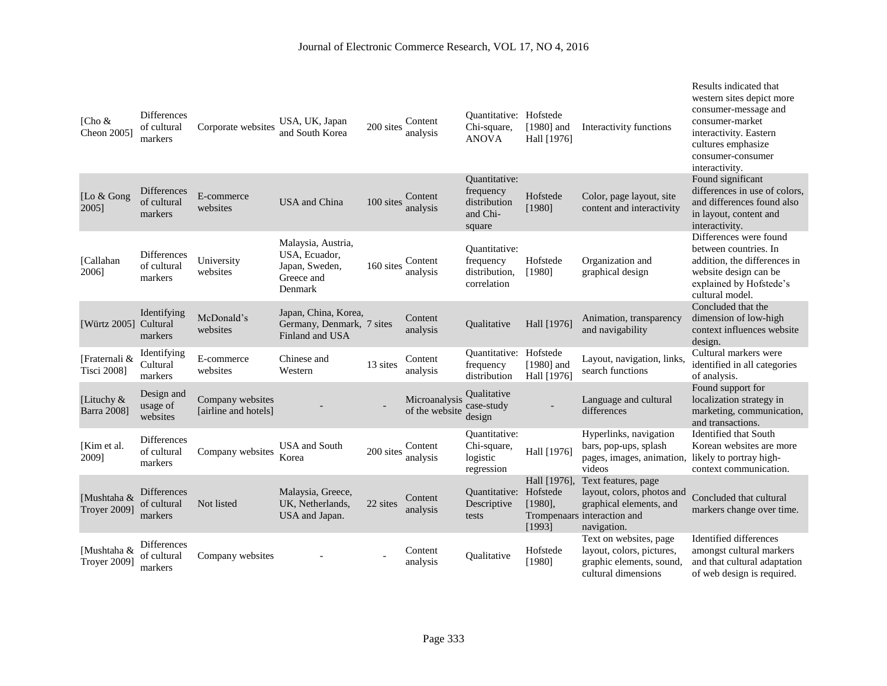| [Cho & Cheon 2005] | Differences of cultural markers | Corporate websites | USA, UK, Japan and South Korea | 200 sites | Content analysis | Quantitative: Chi-square, ANOVA | Hofstede [1980] and Hall [1976] | Interactivity functions | Results indicated that western sites depict more consumer-message and consumer-market interactivity. Eastern cultures emphasize consumer-consumer interactivity. |
|---|---|---|---|---|---|---|---|---|---|
| [Lo & Gong 2005] | Differences of cultural markers | E-commerce websites | USA and China | 100 sites | Content analysis | Quantitative: frequency distribution and Chi-square | Hofstede [1980] | Color, page layout, site content and interactivity | Found significant differences in use of colors, and differences found also in layout, content and interactivity. |
| [Callahan 2006] | Differences of cultural markers | University websites | Malaysia, Austria, USA, Ecuador, Japan, Sweden, Greece and Denmark | 160 sites | Content analysis | Quantitative: frequency distribution, correlation | Hofstede [1980] | Organization and graphical design | Differences were found between countries. In addition, the differences in website design can be explained by Hofstede's cultural model. |
| [Würtz 2005] | Identifying Cultural markers | McDonald's websites | Japan, China, Korea, Germany, Denmark, Finland and USA | 7 sites | Content analysis | Qualitative | Hall [1976] | Animation, transparency and navigability | Concluded that the dimension of low-high context influences website design. |
| [Fraternali & Tisci 2008] | Identifying Cultural markers | E-commerce websites | Chinese and Western | 13 sites | Content analysis | Quantitative: frequency distribution | Hofstede [1980] and Hall [1976] | Layout, navigation, links, search functions | Cultural markers were identified in all categories of analysis. |
| [Lituchy & Barra 2008] | Design and usage of websites | Company websites [airline and hotels] | - | - | Microanalysis of the website | Qualitative case-study design | - | Language and cultural differences | Found support for localization strategy in marketing, communication, and transactions. |
| [Kim et al. 2009] | Differences of cultural markers | Company websites | USA and South Korea | 200 sites | Content analysis | Quantitative: Chi-square, logistic regression | Hall [1976] | Hyperlinks, navigation bars, pop-ups, splash pages, images, animation, videos | Identified that South Korean websites are more likely to portray high-context communication. |
| [Mushtaha & Troyer 2009] | Differences of cultural markers | Not listed | Malaysia, Greece, UK, Netherlands, USA and Japan. | 22 sites | Content analysis | Quantitative: Descriptive tests | Hall [1976], Hofstede [1980], Trompenaars [1993] | Text features, page layout, colors, photos and graphical elements, and interaction and navigation. | Concluded that cultural markers change over time. |
| [Mushtaha & Troyer 2009] | Differences of cultural markers | Company websites | - | - | Content analysis | Qualitative | Hofstede [1980] | Text on websites, page layout, colors, pictures, graphic elements, sound, cultural dimensions | Identified differences amongst cultural markers and that cultural adaptation of web design is required. |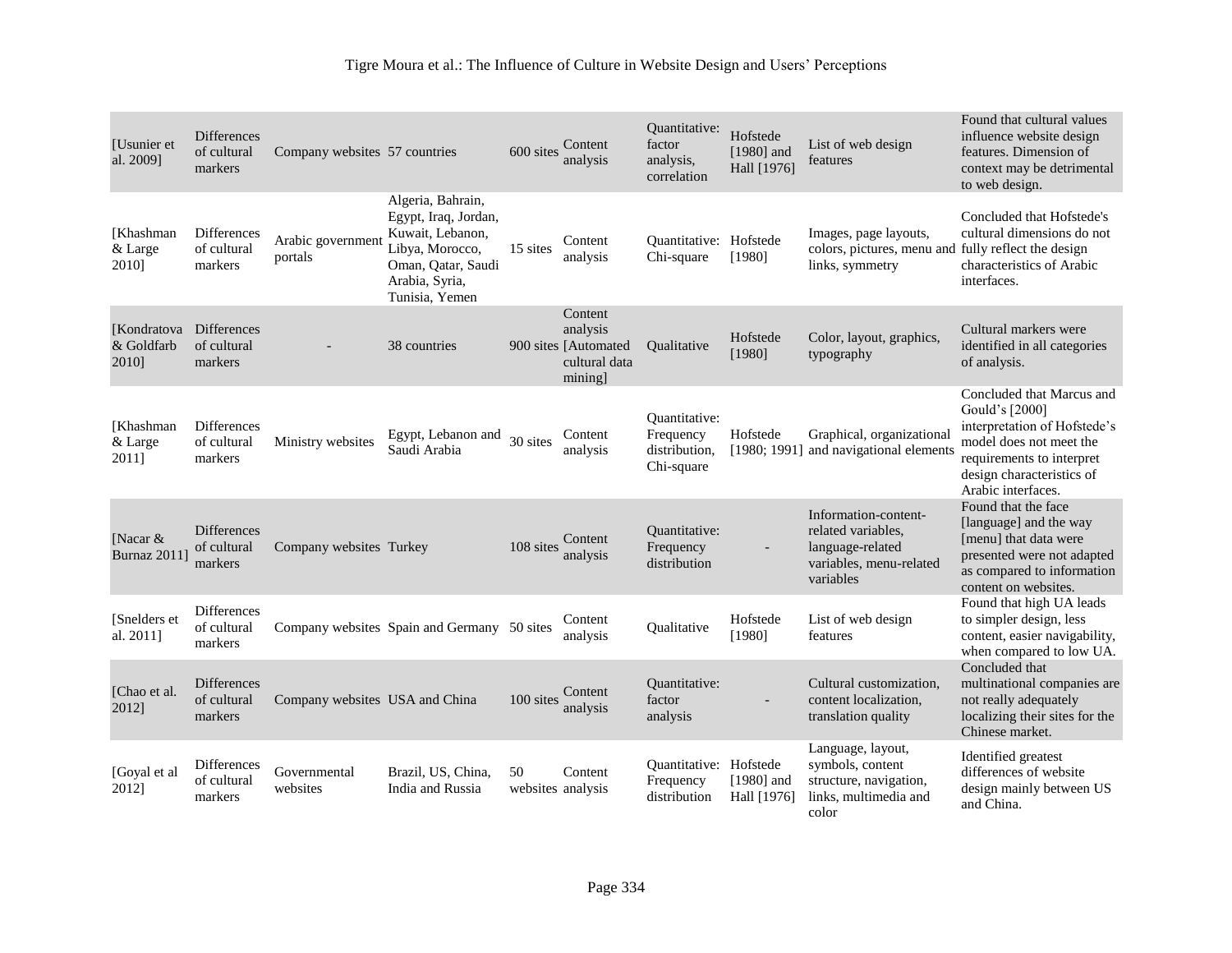| [Usunier et al. 2009] | Differences of cultural markers | Company websites | 57 countries | 600 sites | Content analysis | Quantitative: factor analysis, correlation | Hofstede [1980] and Hall [1976] | List of web design features | Found that cultural values influence website design features. Dimension of context may be detrimental to web design. |
|---|---|---|---|---|---|---|---|---|---|
| [Khashman & Large 2010] | Differences of cultural markers | Arabic government portals | Algeria, Bahrain, Egypt, Iraq, Jordan, Kuwait, Lebanon, Libya, Morocco, Oman, Qatar, Saudi Arabia, Syria, Tunisia, Yemen | 15 sites | Content analysis | Quantitative: Chi-square | Hofstede [1980] | Images, page layouts, colors, pictures, menu and links, symmetry | Concluded that Hofstede's cultural dimensions do not fully reflect the design characteristics of Arabic interfaces. |
| [Kondratova & Goldfarb 2010] | Differences of cultural markers | - | 38 countries | 900 sites | Content analysis [Automated cultural data mining] | Qualitative | Hofstede [1980] | Color, layout, graphics, typography | Cultural markers were identified in all categories of analysis. |
| [Khashman & Large 2011] | Differences of cultural markers | Ministry websites | Egypt, Lebanon and Saudi Arabia | 30 sites | Content analysis | Quantitative: Frequency distribution, Chi-square | Hofstede [1980; 1991] | Graphical, organizational and navigational elements | Concluded that Marcus and Gould's [2000] interpretation of Hofstede's model does not meet the requirements to interpret design characteristics of Arabic interfaces. |
| [Nacar & Burnaz 2011] | Differences of cultural markers | Company websites | Turkey | 108 sites | Content analysis | Quantitative: Frequency distribution | - | Information-content-related variables, language-related variables, menu-related variables | Found that the face [language] and the way [menu] that data were presented were not adapted as compared to information content on websites. |
| [Snelders et al. 2011] | Differences of cultural markers | Company websites | Spain and Germany | 50 sites | Content analysis | Qualitative | Hofstede [1980] | List of web design features | Found that high UA leads to simpler design, less content, easier navigability, when compared to low UA. |
| [Chao et al. 2012] | Differences of cultural markers | Company websites | USA and China | 100 sites | Content analysis | Quantitative: factor analysis | - | Cultural customization, content localization, translation quality | Concluded that multinational companies are not really adequately localizing their sites for the Chinese market. |
| [Goyal et al 2012] | Differences of cultural markers | Governmental websites | Brazil, US, China, India and Russia | 50 websites | Content analysis | Quantitative: Frequency distribution | Hofstede [1980] and Hall [1976] | Language, layout, symbols, content structure, navigation, links, multimedia and color | Identified greatest differences of website design mainly between US and China. |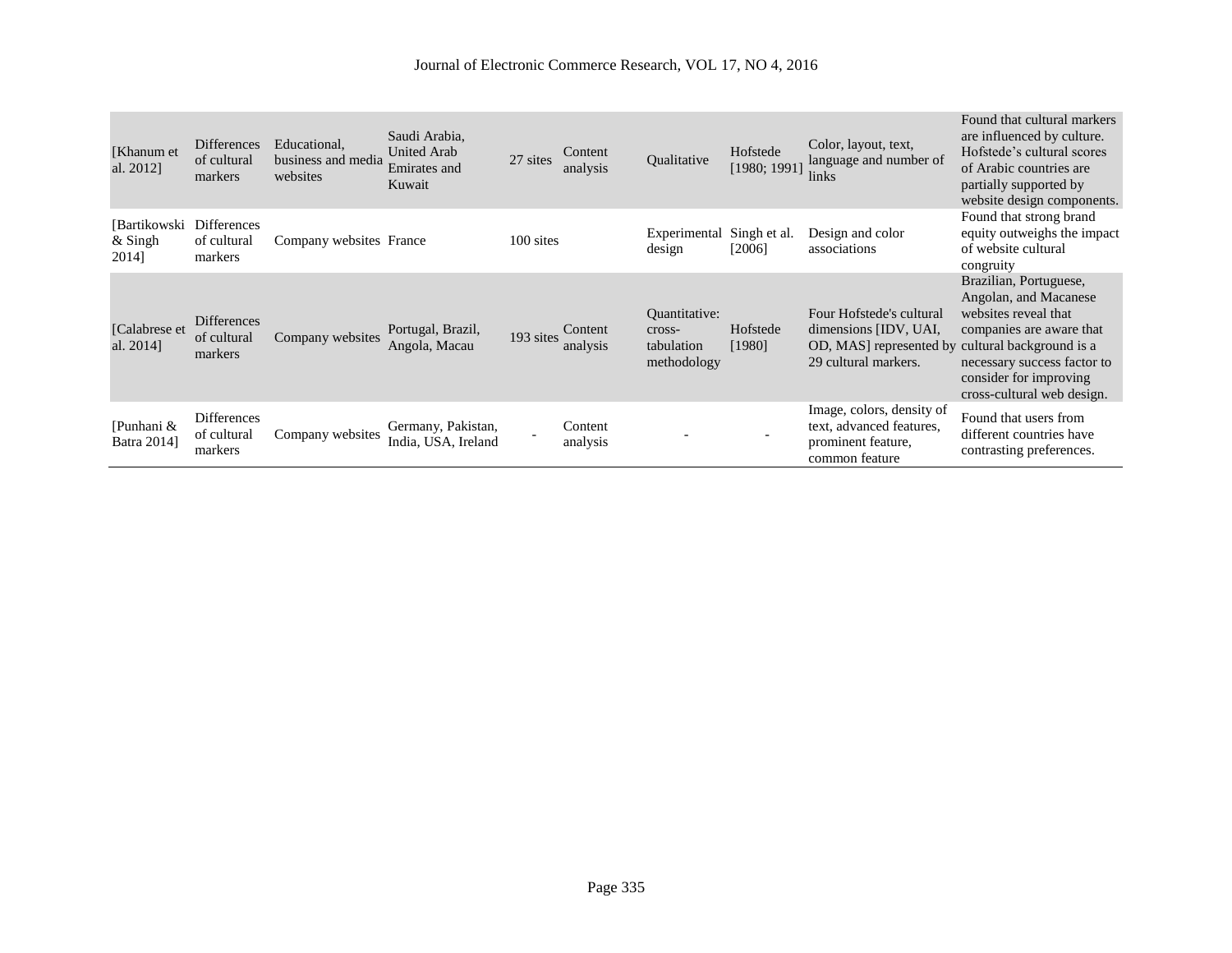| | | | | | | | | | |
|---|---|---|---|---|---|---|---|---|---|
| [Khanum et al. 2012] | Differences of cultural markers | Educational, business and media websites | Saudi Arabia, United Arab Emirates and Kuwait | 27 sites | Content analysis | Qualitative | Hofstede [1980; 1991] | Color, layout, text, language and number of links | Found that cultural markers are influenced by culture. Hofstede's cultural scores of Arabic countries are partially supported by website design components. |
| [Bartikowski & Singh 2014] | Differences of cultural markers | Company websites | France | 100 sites | | Experimental design | Singh et al. [2006] | Design and color associations | Found that strong brand equity outweighs the impact of website cultural congruity |
| [Calabrese et al. 2014] | Differences of cultural markers | Company websites | Portugal, Brazil, Angola, Macau | 193 sites | Content analysis | Quantitative: cross-tabulation methodology | Hofstede [1980] | Four Hofstede's cultural dimensions [IDV, UAI, OD, MAS] represented by 29 cultural markers. | Brazilian, Portuguese, Angolan, and Macanese websites reveal that companies are aware that cultural background is a necessary success factor to consider for improving cross-cultural web design. |
| [Punhani & Batra 2014] | Differences of cultural markers | Company websites | Germany, Pakistan, India, USA, Ireland | - | Content analysis | - | - | Image, colors, density of text, advanced features, prominent feature, common feature | Found that users from different countries have contrasting preferences. |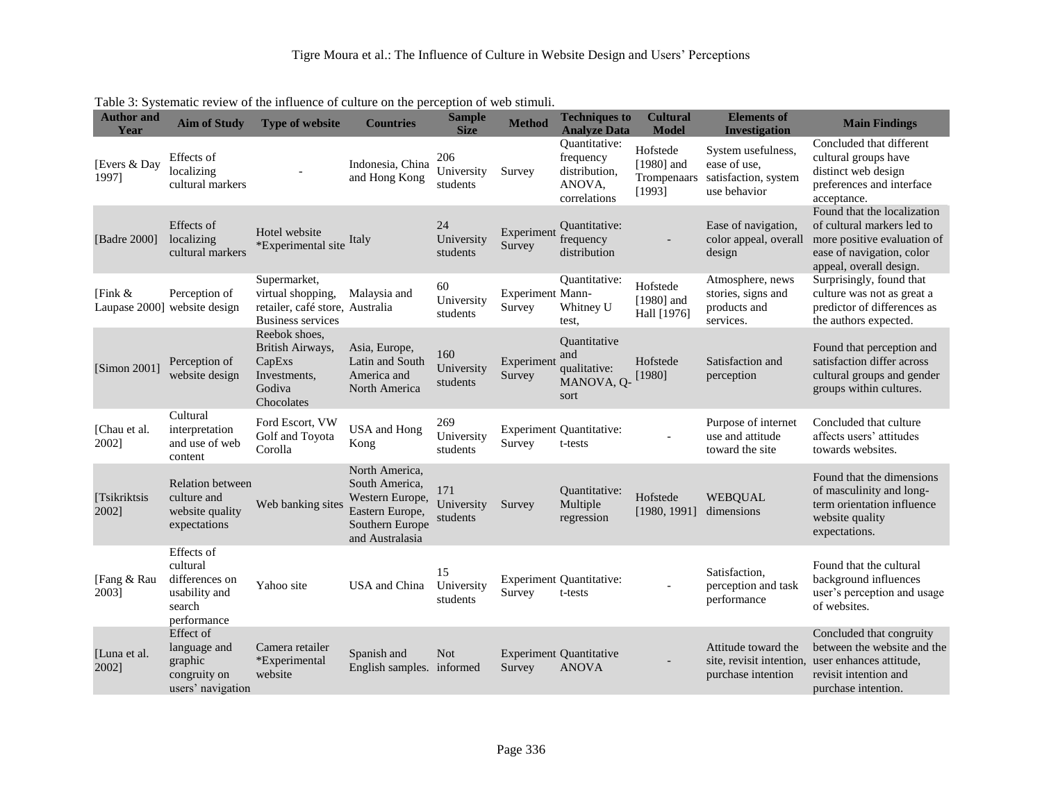Table 3: Systematic review of the influence of culture on the perception of web stimuli.

| Author and Year | Aim of Study | Type of website | Countries | Sample Size | Method | Techniques to Analyze Data | Cultural Model | Elements of Investigation | Main Findings |
|---|---|---|---|---|---|---|---|---|---|
| [Evers & Day 1997] | Effects of localizing cultural markers | - | Indonesia, China and Hong Kong | 206 University students | Survey | Quantitative: frequency distribution, ANOVA, correlations | Hofstede [1980] and Trompenaars [1993] | System usefulness, ease of use, satisfaction, system use behavior | Concluded that different cultural groups have distinct web design preferences and interface acceptance. |
| [Badre 2000] | Effects of localizing cultural markers | Hotel website *Experimental site | Italy | 24 University students | Experiment Survey | Quantitative: frequency distribution | - | Ease of navigation, color appeal, overall design | Found that the localization of cultural markers led to more positive evaluation of ease of navigation, color appeal, overall design. |
| [Fink & Laupase 2000] | Perception of website design | Supermarket, virtual shopping, retailer, café store, Business services | Malaysia and Australia | 60 University students | Experiment Survey | Quantitative: Mann-Whitney U test, | Hofstede [1980] and Hall [1976] | Atmosphere, news stories, signs and products and services. | Surprisingly, found that culture was not as great a predictor of differences as the authors expected. |
| [Simon 2001] | Perception of website design | Reebok shoes, British Airways, CapExs Investments, Godiva Chocolates | Asia, Europe, Latin and South America and North America | 160 University students | Experiment Survey | Quantitative and qualitative: MANOVA, Q-sort | Hofstede [1980] | Satisfaction and perception | Found that perception and satisfaction differ across cultural groups and gender groups within cultures. |
| [Chau et al. 2002] | Cultural interpretation and use of web content | Ford Escort, VW Golf and Toyota Corolla | USA and Hong Kong | 269 University students | Experiment Survey | Quantitative: t-tests | - | Purpose of internet use and attitude toward the site | Concluded that culture affects users' attitudes towards websites. |
| [Tsikriktsis 2002] | Relation between culture and website quality expectations | Web banking sites | North America, South America, Western Europe, Eastern Europe, Southern Europe and Australasia | 171 University students | Survey | Quantitative: Multiple regression | Hofstede [1980, 1991] | WEBQUAL dimensions | Found that the dimensions of masculinity and long-term orientation influence website quality expectations. |
| [Fang & Rau 2003] | Effects of cultural differences on usability and search performance | Yahoo site | USA and China | 15 University students | Experiment Survey | Quantitative: t-tests | - | Satisfaction, perception and task performance | Found that the cultural background influences user's perception and usage of websites. |
| [Luna et al. 2002] | Effect of language and graphic congruity on users' navigation | Camera retailer *Experimental website | Spanish and English samples. | Not informed | Experiment Survey | Quantitative ANOVA | - | Attitude toward the site, revisit intention, purchase intention | Concluded that congruity between the website and the user enhances attitude, revisit intention and purchase intention. |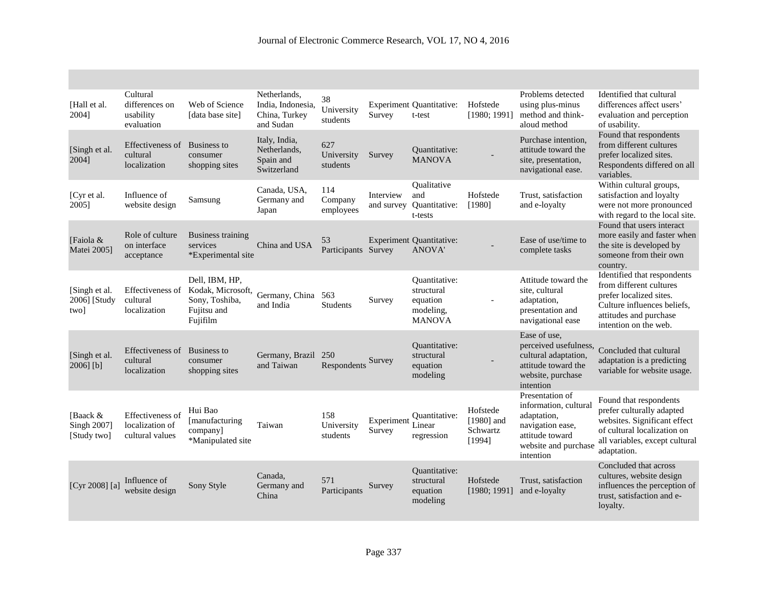| | | | | | | | | | |
|---|---|---|---|---|---|---|---|---|---|
| [Hall et al. 2004] | Cultural differences on usability evaluation | Web of Science [data base site] | Netherlands, India, Indonesia, China, Turkey and Sudan | 38 University students | Experiment Survey | Quantitative: t-test | Hofstede [1980; 1991] | Problems detected using plus-minus method and think-aloud method | Identified that cultural differences affect users' evaluation and perception of usability. |
| [Singh et al. 2004] | Effectiveness of cultural localization | Business to consumer shopping sites | Italy, India, Netherlands, Spain and Switzerland | 627 University students | Survey | Quantitative: MANOVA | - | Purchase intention, attitude toward the site, presentation, navigational ease. | Found that respondents from different cultures prefer localized sites. Respondents differed on all variables. |
| [Cyr et al. 2005] | Influence of website design | Samsung | Canada, USA, Germany and Japan | 114 Company employees | Interview and survey | Qualitative and Quantitative: t-tests | Hofstede [1980] | Trust, satisfaction and e-loyalty | Within cultural groups, satisfaction and loyalty were not more pronounced with regard to the local site. |
| [Faiola & Matei 2005] | Role of culture on interface acceptance | Business training services *Experimental site | China and USA | 53 Participants | Experiment Survey | Quantitative: ANOVA' | - | Ease of use/time to complete tasks | Found that users interact more easily and faster when the site is developed by someone from their own country. |
| [Singh et al. 2006] [Study two] | Effectiveness of cultural localization | Dell, IBM, HP, Kodak, Microsoft, Sony, Toshiba, Fujitsu and Fujifilm | Germany, China and India | 563 Students | Survey | Quantitative: structural equation modeling, MANOVA | - | Attitude toward the site, cultural adaptation, presentation and navigational ease | Identified that respondents from different cultures prefer localized sites. Culture influences beliefs, attitudes and purchase intention on the web. |
| [Singh et al. 2006] [b] | Effectiveness of cultural localization | Business to consumer shopping sites | Germany, Brazil and Taiwan | 250 Respondents | Survey | Quantitative: structural equation modeling | - | Ease of use, perceived usefulness, cultural adaptation, attitude toward the website, purchase intention | Concluded that cultural adaptation is a predicting variable for website usage. |
| [Baack & Singh 2007] [Study two] | Effectiveness of localization of cultural values | Hui Bao [manufacturing company] *Manipulated site | Taiwan | 158 University students | Experiment Survey | Quantitative: Linear regression | Hofstede [1980] and Schwartz [1994] | Presentation of information, cultural adaptation, navigation ease, attitude toward website and purchase intention | Found that respondents prefer culturally adapted websites. Significant effect of cultural localization on all variables, except cultural adaptation. |
| [Cyr 2008] [a] | Influence of website design | Sony Style | Canada, Germany and China | 571 Participants | Survey | Quantitative: structural equation modeling | Hofstede [1980; 1991] | Trust, satisfaction and e-loyalty | Concluded that across cultures, website design influences the perception of trust, satisfaction and e-loyalty. |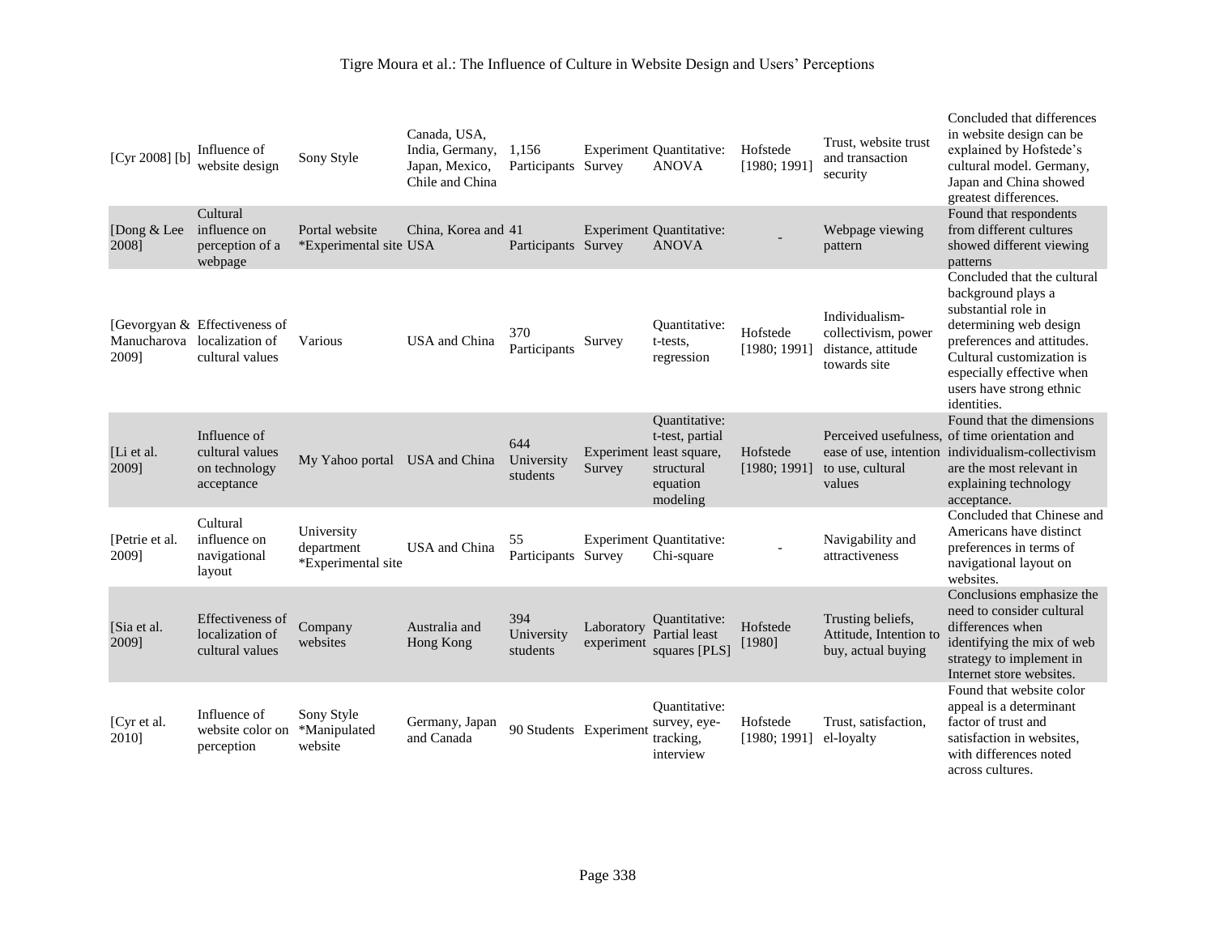| | | | | | | | | | |
|---|---|---|---|---|---|---|---|---|---|
| [Cyr 2008] [b] | Influence of website design | Sony Style | Canada, USA, India, Germany, Japan, Mexico, Chile and China | 1,156 Participants | Experiment Survey | Quantitative: ANOVA | Hofstede [1980; 1991] | Trust, website trust and transaction security | Concluded that differences in website design can be explained by Hofstede's cultural model. Germany, Japan and China showed greatest differences. |
| [Dong & Lee 2008] | Cultural influence on perception of a webpage | Portal website *Experimental site | China, Korea and USA | 41 Participants | Experiment Survey | Quantitative: ANOVA | - | Webpage viewing pattern | Found that respondents from different cultures showed different viewing patterns |
| [Gevorgyan & Manucharova 2009] | Effectiveness of localization of cultural values | Various | USA and China | 370 Participants | Survey | Quantitative: t-tests, regression | Hofstede [1980; 1991] | Individualism-collectivism, power distance, attitude towards site | Concluded that the cultural background plays a substantial role in determining web design preferences and attitudes. Cultural customization is especially effective when users have strong ethnic identities. |
| [Li et al. 2009] | Influence of cultural values on technology acceptance | My Yahoo portal | USA and China | 644 University students | Experiment Survey | Quantitative: t-test, partial least square, structural equation modeling | Hofstede [1980; 1991] | Perceived usefulness, ease of use, intention to use, cultural values | Found that the dimensions of time orientation and individualism-collectivism are the most relevant in explaining technology acceptance. |
| [Petrie et al. 2009] | Cultural influence on navigational layout | University department *Experimental site | USA and China | 55 Participants | Experiment Survey | Quantitative: Chi-square | - | Navigability and attractiveness | Concluded that Chinese and Americans have distinct preferences in terms of navigational layout on websites. |
| [Sia et al. 2009] | Effectiveness of localization of cultural values | Company websites | Australia and Hong Kong | 394 University students | Laboratory experiment | Quantitative: Partial least squares [PLS] | Hofstede [1980] | Trusting beliefs, Attitude, Intention to buy, actual buying | Conclusions emphasize the need to consider cultural differences when identifying the mix of web strategy to implement in Internet store websites. |
| [Cyr et al. 2010] | Influence of website color on perception | Sony Style *Manipulated website | Germany, Japan and Canada | 90 Students | Experiment | Quantitative: survey, eye-tracking, interview | Hofstede [1980; 1991] | Trust, satisfaction, el-loyalty | Found that website color appeal is a determinant factor of trust and satisfaction in websites, with differences noted across cultures. |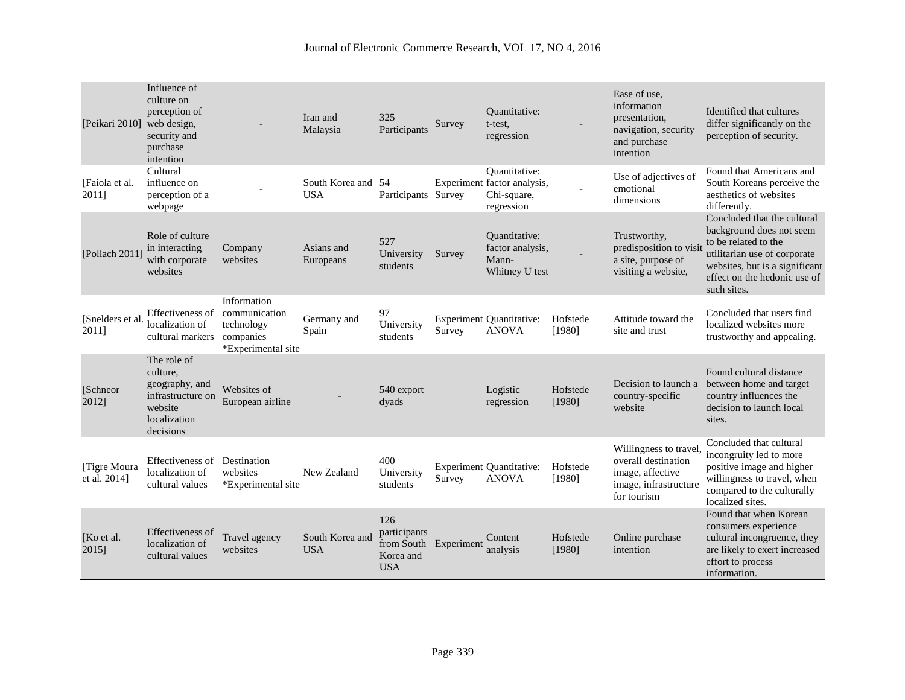| | | | | | | | | | |
|---|---|---|---|---|---|---|---|---|---|
| [Peikari 2010] | Influence of culture on perception of web design, security and purchase intention | - | Iran and Malaysia | 325 Participants | Survey | Quantitative: t-test, regression | - | Ease of use, information presentation, navigation, security and purchase intention | Identified that cultures differ significantly on the perception of security. |
| [Faiola et al. 2011] | Cultural influence on perception of a webpage | - | South Korea and USA | 54 Participants | Experiment Survey | Quantitative: factor analysis, Chi-square, regression | - | Use of adjectives of emotional dimensions | Found that Americans and South Koreans perceive the aesthetics of websites differently. |
| [Pollach 2011] | Role of culture in interacting with corporate websites | Company websites | Asians and Europeans | 527 University students | Survey | Quantitative: factor analysis, Mann-Whitney U test | - | Trustworthy, predisposition to visit a site, purpose of visiting a website, | Concluded that the cultural background does not seem to be related to the utilitarian use of corporate websites, but is a significant effect on the hedonic use of such sites. |
| [Snelders et al. 2011] | Effectiveness of localization of cultural markers | Information communication technology companies *Experimental site | Germany and Spain | 97 University students | Experiment Survey | Quantitative: ANOVA | Hofstede [1980] | Attitude toward the site and trust | Concluded that users find localized websites more trustworthy and appealing. |
| [Schneor 2012] | The role of culture, geography, and infrastructure on website localization decisions | Websites of European airline | - | 540 export dyads | | Logistic regression | Hofstede [1980] | Decision to launch a country-specific website | Found cultural distance between home and target country influences the decision to launch local sites. |
| [Tigre Moura et al. 2014] | Effectiveness of localization of cultural values | Destination websites *Experimental site | New Zealand | 400 University students | Experiment Survey | Quantitative: ANOVA | Hofstede [1980] | Willingness to travel, overall destination image, affective image, infrastructure for tourism | Concluded that cultural incongruity led to more positive image and higher willingness to travel, when compared to the culturally localized sites. |
| [Ko et al. 2015] | Effectiveness of localization of cultural values | Travel agency websites | South Korea and USA | 126 participants from South Korea and USA | Experiment | Content analysis | Hofstede [1980] | Online purchase intention | Found that when Korean consumers experience cultural incongruence, they are likely to exert increased effort to process information. |